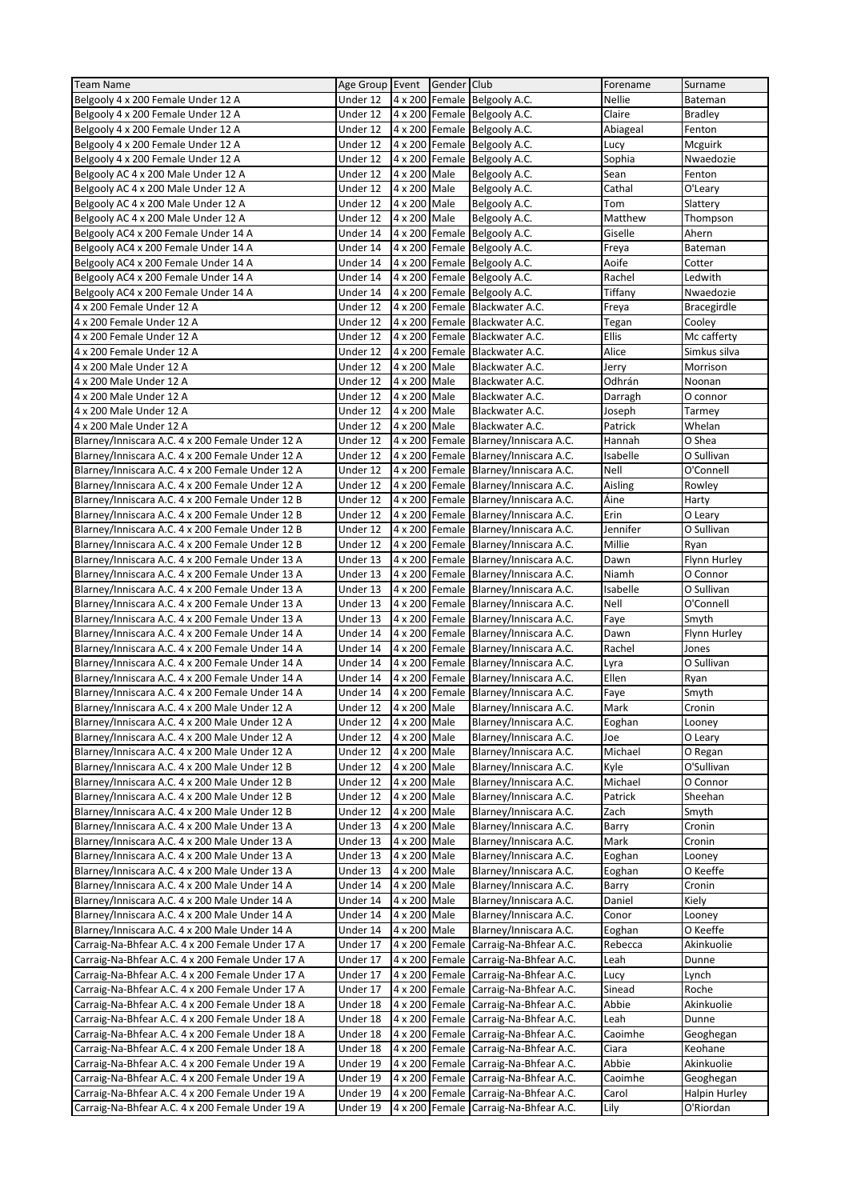| Team Name | Age Group | Event | Gender | Club | Forename | Surname |
|---|---|---|---|---|---|---|
| Belgooly 4 x 200 Female Under 12 A | Under 12 | 4 x 200 | Female | Belgooly A.C. | Nellie | Bateman |
| Belgooly 4 x 200 Female Under 12 A | Under 12 | 4 x 200 | Female | Belgooly A.C. | Claire | Bradley |
| Belgooly 4 x 200 Female Under 12 A | Under 12 | 4 x 200 | Female | Belgooly A.C. | Abiageal | Fenton |
| Belgooly 4 x 200 Female Under 12 A | Under 12 | 4 x 200 | Female | Belgooly A.C. | Lucy | Mcguirk |
| Belgooly 4 x 200 Female Under 12 A | Under 12 | 4 x 200 | Female | Belgooly A.C. | Sophia | Nwaedozie |
| Belgooly AC 4 x 200 Male Under 12 A | Under 12 | 4 x 200 | Male | Belgooly A.C. | Sean | Fenton |
| Belgooly AC 4 x 200 Male Under 12 A | Under 12 | 4 x 200 | Male | Belgooly A.C. | Cathal | O'Leary |
| Belgooly AC 4 x 200 Male Under 12 A | Under 12 | 4 x 200 | Male | Belgooly A.C. | Tom | Slattery |
| Belgooly AC 4 x 200 Male Under 12 A | Under 12 | 4 x 200 | Male | Belgooly A.C. | Matthew | Thompson |
| Belgooly AC4 x 200 Female Under 14 A | Under 14 | 4 x 200 | Female | Belgooly A.C. | Giselle | Ahern |
| Belgooly AC4 x 200 Female Under 14 A | Under 14 | 4 x 200 | Female | Belgooly A.C. | Freya | Bateman |
| Belgooly AC4 x 200 Female Under 14 A | Under 14 | 4 x 200 | Female | Belgooly A.C. | Aoife | Cotter |
| Belgooly AC4 x 200 Female Under 14 A | Under 14 | 4 x 200 | Female | Belgooly A.C. | Rachel | Ledwith |
| Belgooly AC4 x 200 Female Under 14 A | Under 14 | 4 x 200 | Female | Belgooly A.C. | Tiffany | Nwaedozie |
| 4 x 200 Female Under 12 A | Under 12 | 4 x 200 | Female | Blackwater A.C. | Freya | Bracegirdle |
| 4 x 200 Female Under 12 A | Under 12 | 4 x 200 | Female | Blackwater A.C. | Tegan | Cooley |
| 4 x 200 Female Under 12 A | Under 12 | 4 x 200 | Female | Blackwater A.C. | Ellis | Mc cafferty |
| 4 x 200 Female Under 12 A | Under 12 | 4 x 200 | Female | Blackwater A.C. | Alice | Simkus silva |
| 4 x 200 Male Under 12 A | Under 12 | 4 x 200 | Male | Blackwater A.C. | Jerry | Morrison |
| 4 x 200 Male Under 12 A | Under 12 | 4 x 200 | Male | Blackwater A.C. | Odhrán | Noonan |
| 4 x 200 Male Under 12 A | Under 12 | 4 x 200 | Male | Blackwater A.C. | Darragh | O connor |
| 4 x 200 Male Under 12 A | Under 12 | 4 x 200 | Male | Blackwater A.C. | Joseph | Tarmey |
| 4 x 200 Male Under 12 A | Under 12 | 4 x 200 | Male | Blackwater A.C. | Patrick | Whelan |
| Blarney/Inniscara A.C. 4 x 200 Female Under 12 A | Under 12 | 4 x 200 | Female | Blarney/Inniscara A.C. | Hannah | O Shea |
| Blarney/Inniscara A.C. 4 x 200 Female Under 12 A | Under 12 | 4 x 200 | Female | Blarney/Inniscara A.C. | Isabelle | O Sullivan |
| Blarney/Inniscara A.C. 4 x 200 Female Under 12 A | Under 12 | 4 x 200 | Female | Blarney/Inniscara A.C. | Nell | O'Connell |
| Blarney/Inniscara A.C. 4 x 200 Female Under 12 A | Under 12 | 4 x 200 | Female | Blarney/Inniscara A.C. | Aisling | Rowley |
| Blarney/Inniscara A.C. 4 x 200 Female Under 12 B | Under 12 | 4 x 200 | Female | Blarney/Inniscara A.C. | Áine | Harty |
| Blarney/Inniscara A.C. 4 x 200 Female Under 12 B | Under 12 | 4 x 200 | Female | Blarney/Inniscara A.C. | Erin | O Leary |
| Blarney/Inniscara A.C. 4 x 200 Female Under 12 B | Under 12 | 4 x 200 | Female | Blarney/Inniscara A.C. | Jennifer | O Sullivan |
| Blarney/Inniscara A.C. 4 x 200 Female Under 12 B | Under 12 | 4 x 200 | Female | Blarney/Inniscara A.C. | Millie | Ryan |
| Blarney/Inniscara A.C. 4 x 200 Female Under 13 A | Under 13 | 4 x 200 | Female | Blarney/Inniscara A.C. | Dawn | Flynn Hurley |
| Blarney/Inniscara A.C. 4 x 200 Female Under 13 A | Under 13 | 4 x 200 | Female | Blarney/Inniscara A.C. | Niamh | O Connor |
| Blarney/Inniscara A.C. 4 x 200 Female Under 13 A | Under 13 | 4 x 200 | Female | Blarney/Inniscara A.C. | Isabelle | O Sullivan |
| Blarney/Inniscara A.C. 4 x 200 Female Under 13 A | Under 13 | 4 x 200 | Female | Blarney/Inniscara A.C. | Nell | O'Connell |
| Blarney/Inniscara A.C. 4 x 200 Female Under 13 A | Under 13 | 4 x 200 | Female | Blarney/Inniscara A.C. | Faye | Smyth |
| Blarney/Inniscara A.C. 4 x 200 Female Under 14 A | Under 14 | 4 x 200 | Female | Blarney/Inniscara A.C. | Dawn | Flynn Hurley |
| Blarney/Inniscara A.C. 4 x 200 Female Under 14 A | Under 14 | 4 x 200 | Female | Blarney/Inniscara A.C. | Rachel | Jones |
| Blarney/Inniscara A.C. 4 x 200 Female Under 14 A | Under 14 | 4 x 200 | Female | Blarney/Inniscara A.C. | Lyra | O Sullivan |
| Blarney/Inniscara A.C. 4 x 200 Female Under 14 A | Under 14 | 4 x 200 | Female | Blarney/Inniscara A.C. | Ellen | Ryan |
| Blarney/Inniscara A.C. 4 x 200 Female Under 14 A | Under 14 | 4 x 200 | Female | Blarney/Inniscara A.C. | Faye | Smyth |
| Blarney/Inniscara A.C. 4 x 200 Male Under 12 A | Under 12 | 4 x 200 | Male | Blarney/Inniscara A.C. | Mark | Cronin |
| Blarney/Inniscara A.C. 4 x 200 Male Under 12 A | Under 12 | 4 x 200 | Male | Blarney/Inniscara A.C. | Eoghan | Looney |
| Blarney/Inniscara A.C. 4 x 200 Male Under 12 A | Under 12 | 4 x 200 | Male | Blarney/Inniscara A.C. | Joe | O Leary |
| Blarney/Inniscara A.C. 4 x 200 Male Under 12 A | Under 12 | 4 x 200 | Male | Blarney/Inniscara A.C. | Michael | O Regan |
| Blarney/Inniscara A.C. 4 x 200 Male Under 12 B | Under 12 | 4 x 200 | Male | Blarney/Inniscara A.C. | Kyle | O'Sullivan |
| Blarney/Inniscara A.C. 4 x 200 Male Under 12 B | Under 12 | 4 x 200 | Male | Blarney/Inniscara A.C. | Michael | O Connor |
| Blarney/Inniscara A.C. 4 x 200 Male Under 12 B | Under 12 | 4 x 200 | Male | Blarney/Inniscara A.C. | Patrick | Sheehan |
| Blarney/Inniscara A.C. 4 x 200 Male Under 12 B | Under 12 | 4 x 200 | Male | Blarney/Inniscara A.C. | Zach | Smyth |
| Blarney/Inniscara A.C. 4 x 200 Male Under 13 A | Under 13 | 4 x 200 | Male | Blarney/Inniscara A.C. | Barry | Cronin |
| Blarney/Inniscara A.C. 4 x 200 Male Under 13 A | Under 13 | 4 x 200 | Male | Blarney/Inniscara A.C. | Mark | Cronin |
| Blarney/Inniscara A.C. 4 x 200 Male Under 13 A | Under 13 | 4 x 200 | Male | Blarney/Inniscara A.C. | Eoghan | Looney |
| Blarney/Inniscara A.C. 4 x 200 Male Under 13 A | Under 13 | 4 x 200 | Male | Blarney/Inniscara A.C. | Eoghan | O Keeffe |
| Blarney/Inniscara A.C. 4 x 200 Male Under 14 A | Under 14 | 4 x 200 | Male | Blarney/Inniscara A.C. | Barry | Cronin |
| Blarney/Inniscara A.C. 4 x 200 Male Under 14 A | Under 14 | 4 x 200 | Male | Blarney/Inniscara A.C. | Daniel | Kiely |
| Blarney/Inniscara A.C. 4 x 200 Male Under 14 A | Under 14 | 4 x 200 | Male | Blarney/Inniscara A.C. | Conor | Looney |
| Blarney/Inniscara A.C. 4 x 200 Male Under 14 A | Under 14 | 4 x 200 | Male | Blarney/Inniscara A.C. | Eoghan | O Keeffe |
| Carraig-Na-Bhfear A.C. 4 x 200 Female Under 17 A | Under 17 | 4 x 200 | Female | Carraig-Na-Bhfear A.C. | Rebecca | Akinkuolie |
| Carraig-Na-Bhfear A.C. 4 x 200 Female Under 17 A | Under 17 | 4 x 200 | Female | Carraig-Na-Bhfear A.C. | Leah | Dunne |
| Carraig-Na-Bhfear A.C. 4 x 200 Female Under 17 A | Under 17 | 4 x 200 | Female | Carraig-Na-Bhfear A.C. | Lucy | Lynch |
| Carraig-Na-Bhfear A.C. 4 x 200 Female Under 17 A | Under 17 | 4 x 200 | Female | Carraig-Na-Bhfear A.C. | Sinead | Roche |
| Carraig-Na-Bhfear A.C. 4 x 200 Female Under 18 A | Under 18 | 4 x 200 | Female | Carraig-Na-Bhfear A.C. | Abbie | Akinkuolie |
| Carraig-Na-Bhfear A.C. 4 x 200 Female Under 18 A | Under 18 | 4 x 200 | Female | Carraig-Na-Bhfear A.C. | Leah | Dunne |
| Carraig-Na-Bhfear A.C. 4 x 200 Female Under 18 A | Under 18 | 4 x 200 | Female | Carraig-Na-Bhfear A.C. | Caoimhe | Geoghegan |
| Carraig-Na-Bhfear A.C. 4 x 200 Female Under 18 A | Under 18 | 4 x 200 | Female | Carraig-Na-Bhfear A.C. | Ciara | Keohane |
| Carraig-Na-Bhfear A.C. 4 x 200 Female Under 19 A | Under 19 | 4 x 200 | Female | Carraig-Na-Bhfear A.C. | Abbie | Akinkuolie |
| Carraig-Na-Bhfear A.C. 4 x 200 Female Under 19 A | Under 19 | 4 x 200 | Female | Carraig-Na-Bhfear A.C. | Caoimhe | Geoghegan |
| Carraig-Na-Bhfear A.C. 4 x 200 Female Under 19 A | Under 19 | 4 x 200 | Female | Carraig-Na-Bhfear A.C. | Carol | Halpin Hurley |
| Carraig-Na-Bhfear A.C. 4 x 200 Female Under 19 A | Under 19 | 4 x 200 | Female | Carraig-Na-Bhfear A.C. | Lily | O'Riordan |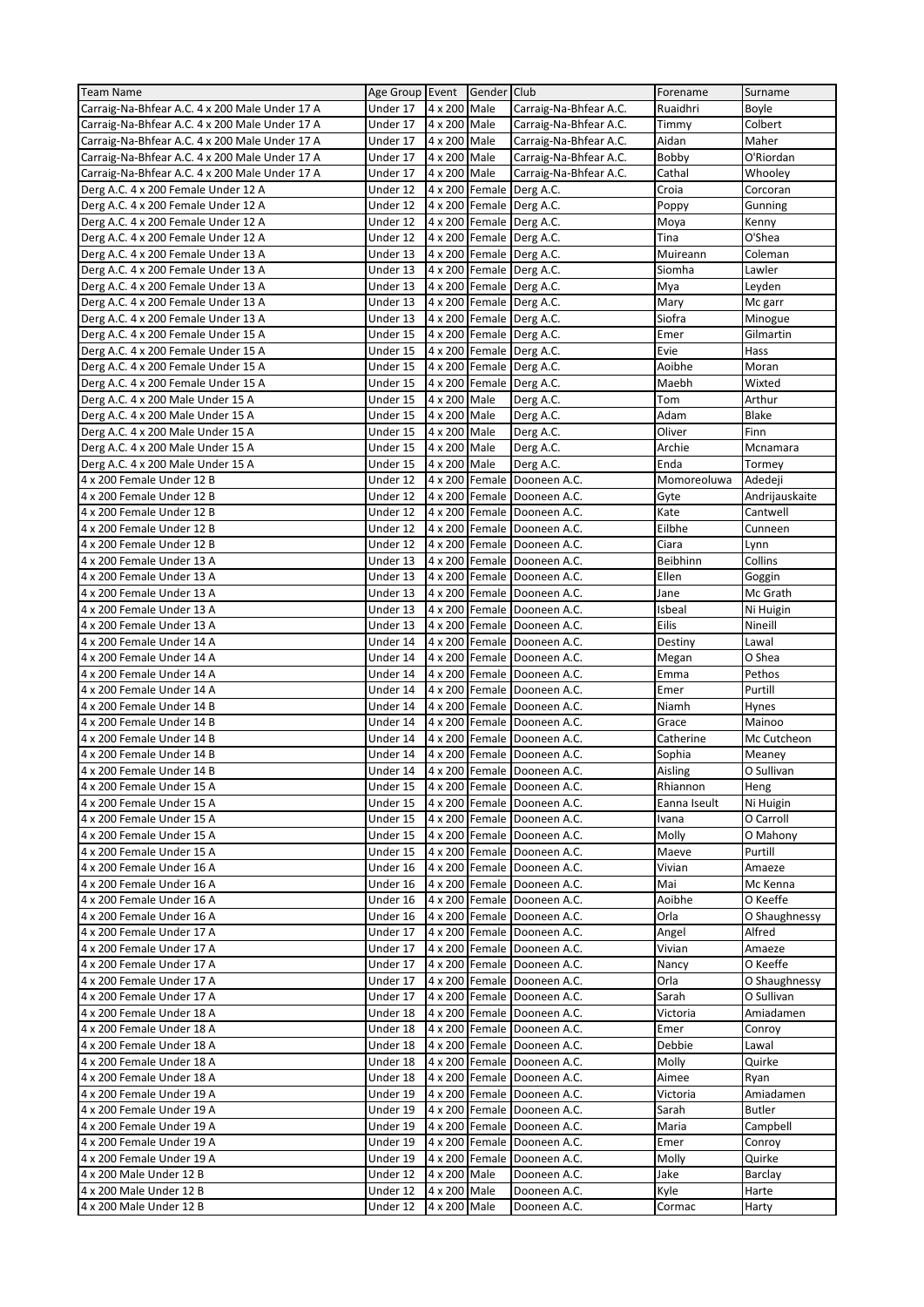| Team Name | Age Group | Event | Gender | Club | Forename | Surname |
|---|---|---|---|---|---|---|
| Carraig-Na-Bhfear A.C. 4 x 200 Male Under 17 A | Under 17 | 4 x 200 | Male | Carraig-Na-Bhfear A.C. | Ruaidhri | Boyle |
| Carraig-Na-Bhfear A.C. 4 x 200 Male Under 17 A | Under 17 | 4 x 200 | Male | Carraig-Na-Bhfear A.C. | Timmy | Colbert |
| Carraig-Na-Bhfear A.C. 4 x 200 Male Under 17 A | Under 17 | 4 x 200 | Male | Carraig-Na-Bhfear A.C. | Aidan | Maher |
| Carraig-Na-Bhfear A.C. 4 x 200 Male Under 17 A | Under 17 | 4 x 200 | Male | Carraig-Na-Bhfear A.C. | Bobby | O'Riordan |
| Carraig-Na-Bhfear A.C. 4 x 200 Male Under 17 A | Under 17 | 4 x 200 | Male | Carraig-Na-Bhfear A.C. | Cathal | Whooley |
| Derg A.C. 4 x 200 Female Under 12 A | Under 12 | 4 x 200 | Female | Derg A.C. | Croia | Corcoran |
| Derg A.C. 4 x 200 Female Under 12 A | Under 12 | 4 x 200 | Female | Derg A.C. | Poppy | Gunning |
| Derg A.C. 4 x 200 Female Under 12 A | Under 12 | 4 x 200 | Female | Derg A.C. | Moya | Kenny |
| Derg A.C. 4 x 200 Female Under 12 A | Under 12 | 4 x 200 | Female | Derg A.C. | Tina | O'Shea |
| Derg A.C. 4 x 200 Female Under 13 A | Under 13 | 4 x 200 | Female | Derg A.C. | Muireann | Coleman |
| Derg A.C. 4 x 200 Female Under 13 A | Under 13 | 4 x 200 | Female | Derg A.C. | Siomha | Lawler |
| Derg A.C. 4 x 200 Female Under 13 A | Under 13 | 4 x 200 | Female | Derg A.C. | Mya | Leyden |
| Derg A.C. 4 x 200 Female Under 13 A | Under 13 | 4 x 200 | Female | Derg A.C. | Mary | Mc garr |
| Derg A.C. 4 x 200 Female Under 13 A | Under 13 | 4 x 200 | Female | Derg A.C. | Siofra | Minogue |
| Derg A.C. 4 x 200 Female Under 15 A | Under 15 | 4 x 200 | Female | Derg A.C. | Emer | Gilmartin |
| Derg A.C. 4 x 200 Female Under 15 A | Under 15 | 4 x 200 | Female | Derg A.C. | Evie | Hass |
| Derg A.C. 4 x 200 Female Under 15 A | Under 15 | 4 x 200 | Female | Derg A.C. | Aoibhe | Moran |
| Derg A.C. 4 x 200 Female Under 15 A | Under 15 | 4 x 200 | Female | Derg A.C. | Maebh | Wixted |
| Derg A.C. 4 x 200 Male Under 15 A | Under 15 | 4 x 200 | Male | Derg A.C. | Tom | Arthur |
| Derg A.C. 4 x 200 Male Under 15 A | Under 15 | 4 x 200 | Male | Derg A.C. | Adam | Blake |
| Derg A.C. 4 x 200 Male Under 15 A | Under 15 | 4 x 200 | Male | Derg A.C. | Oliver | Finn |
| Derg A.C. 4 x 200 Male Under 15 A | Under 15 | 4 x 200 | Male | Derg A.C. | Archie | Mcnamara |
| Derg A.C. 4 x 200 Male Under 15 A | Under 15 | 4 x 200 | Male | Derg A.C. | Enda | Tormey |
| 4 x 200 Female Under 12 B | Under 12 | 4 x 200 | Female | Dooneen A.C. | Momoreoluwa | Adedeji |
| 4 x 200 Female Under 12 B | Under 12 | 4 x 200 | Female | Dooneen A.C. | Gyte | Andrijauskaite |
| 4 x 200 Female Under 12 B | Under 12 | 4 x 200 | Female | Dooneen A.C. | Kate | Cantwell |
| 4 x 200 Female Under 12 B | Under 12 | 4 x 200 | Female | Dooneen A.C. | Eilbhe | Cunneen |
| 4 x 200 Female Under 12 B | Under 12 | 4 x 200 | Female | Dooneen A.C. | Ciara | Lynn |
| 4 x 200 Female Under 13 A | Under 13 | 4 x 200 | Female | Dooneen A.C. | Beibhinn | Collins |
| 4 x 200 Female Under 13 A | Under 13 | 4 x 200 | Female | Dooneen A.C. | Ellen | Goggin |
| 4 x 200 Female Under 13 A | Under 13 | 4 x 200 | Female | Dooneen A.C. | Jane | Mc Grath |
| 4 x 200 Female Under 13 A | Under 13 | 4 x 200 | Female | Dooneen A.C. | Isbeal | Ni Huigin |
| 4 x 200 Female Under 13 A | Under 13 | 4 x 200 | Female | Dooneen A.C. | Eilis | Nineill |
| 4 x 200 Female Under 14 A | Under 14 | 4 x 200 | Female | Dooneen A.C. | Destiny | Lawal |
| 4 x 200 Female Under 14 A | Under 14 | 4 x 200 | Female | Dooneen A.C. | Megan | O Shea |
| 4 x 200 Female Under 14 A | Under 14 | 4 x 200 | Female | Dooneen A.C. | Emma | Pethos |
| 4 x 200 Female Under 14 A | Under 14 | 4 x 200 | Female | Dooneen A.C. | Emer | Purtill |
| 4 x 200 Female Under 14 B | Under 14 | 4 x 200 | Female | Dooneen A.C. | Niamh | Hynes |
| 4 x 200 Female Under 14 B | Under 14 | 4 x 200 | Female | Dooneen A.C. | Grace | Mainoo |
| 4 x 200 Female Under 14 B | Under 14 | 4 x 200 | Female | Dooneen A.C. | Catherine | Mc Cutcheon |
| 4 x 200 Female Under 14 B | Under 14 | 4 x 200 | Female | Dooneen A.C. | Sophia | Meaney |
| 4 x 200 Female Under 14 B | Under 14 | 4 x 200 | Female | Dooneen A.C. | Aisling | O Sullivan |
| 4 x 200 Female Under 15 A | Under 15 | 4 x 200 | Female | Dooneen A.C. | Rhiannon | Heng |
| 4 x 200 Female Under 15 A | Under 15 | 4 x 200 | Female | Dooneen A.C. | Eanna Iseult | Ni Huigin |
| 4 x 200 Female Under 15 A | Under 15 | 4 x 200 | Female | Dooneen A.C. | Ivana | O Carroll |
| 4 x 200 Female Under 15 A | Under 15 | 4 x 200 | Female | Dooneen A.C. | Molly | O Mahony |
| 4 x 200 Female Under 15 A | Under 15 | 4 x 200 | Female | Dooneen A.C. | Maeve | Purtill |
| 4 x 200 Female Under 16 A | Under 16 | 4 x 200 | Female | Dooneen A.C. | Vivian | Amaeze |
| 4 x 200 Female Under 16 A | Under 16 | 4 x 200 | Female | Dooneen A.C. | Mai | Mc Kenna |
| 4 x 200 Female Under 16 A | Under 16 | 4 x 200 | Female | Dooneen A.C. | Aoibhe | O Keeffe |
| 4 x 200 Female Under 16 A | Under 16 | 4 x 200 | Female | Dooneen A.C. | Orla | O Shaughnessy |
| 4 x 200 Female Under 17 A | Under 17 | 4 x 200 | Female | Dooneen A.C. | Angel | Alfred |
| 4 x 200 Female Under 17 A | Under 17 | 4 x 200 | Female | Dooneen A.C. | Vivian | Amaeze |
| 4 x 200 Female Under 17 A | Under 17 | 4 x 200 | Female | Dooneen A.C. | Nancy | O Keeffe |
| 4 x 200 Female Under 17 A | Under 17 | 4 x 200 | Female | Dooneen A.C. | Orla | O Shaughnessy |
| 4 x 200 Female Under 17 A | Under 17 | 4 x 200 | Female | Dooneen A.C. | Sarah | O Sullivan |
| 4 x 200 Female Under 18 A | Under 18 | 4 x 200 | Female | Dooneen A.C. | Victoria | Amiadamen |
| 4 x 200 Female Under 18 A | Under 18 | 4 x 200 | Female | Dooneen A.C. | Emer | Conroy |
| 4 x 200 Female Under 18 A | Under 18 | 4 x 200 | Female | Dooneen A.C. | Debbie | Lawal |
| 4 x 200 Female Under 18 A | Under 18 | 4 x 200 | Female | Dooneen A.C. | Molly | Quirke |
| 4 x 200 Female Under 18 A | Under 18 | 4 x 200 | Female | Dooneen A.C. | Aimee | Ryan |
| 4 x 200 Female Under 19 A | Under 19 | 4 x 200 | Female | Dooneen A.C. | Victoria | Amiadamen |
| 4 x 200 Female Under 19 A | Under 19 | 4 x 200 | Female | Dooneen A.C. | Sarah | Butler |
| 4 x 200 Female Under 19 A | Under 19 | 4 x 200 | Female | Dooneen A.C. | Maria | Campbell |
| 4 x 200 Female Under 19 A | Under 19 | 4 x 200 | Female | Dooneen A.C. | Emer | Conroy |
| 4 x 200 Female Under 19 A | Under 19 | 4 x 200 | Female | Dooneen A.C. | Molly | Quirke |
| 4 x 200 Male Under 12 B | Under 12 | 4 x 200 | Male | Dooneen A.C. | Jake | Barclay |
| 4 x 200 Male Under 12 B | Under 12 | 4 x 200 | Male | Dooneen A.C. | Kyle | Harte |
| 4 x 200 Male Under 12 B | Under 12 | 4 x 200 | Male | Dooneen A.C. | Cormac | Harty |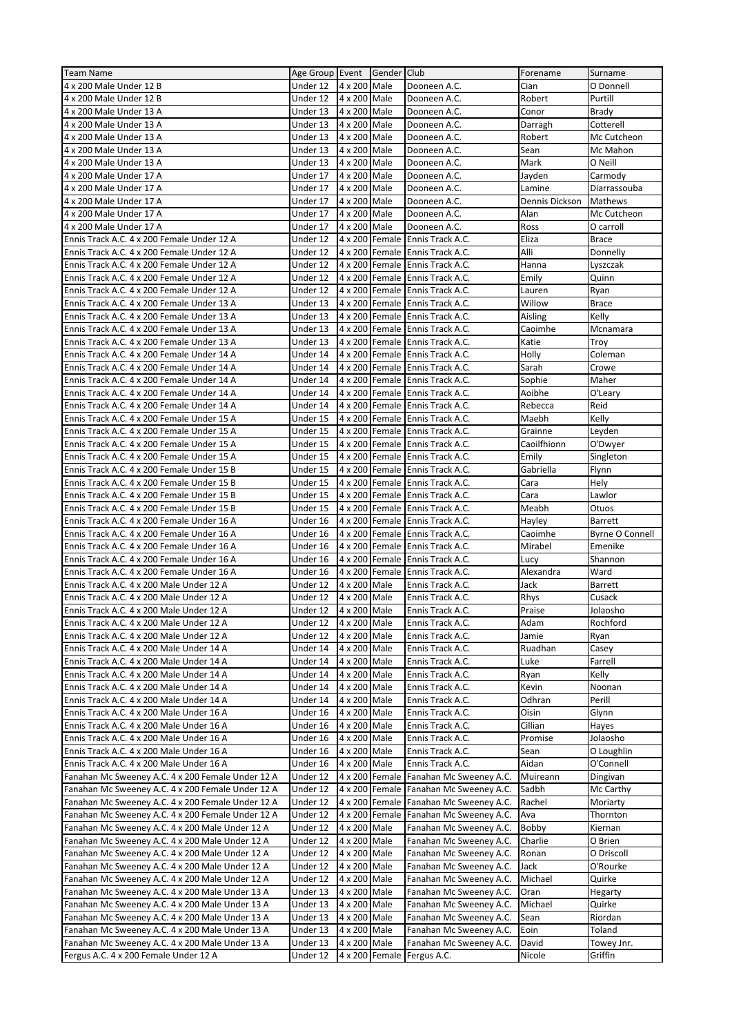| Team Name | Age Group | Event | Gender | Club | Forename | Surname |
|---|---|---|---|---|---|---|
| 4 x 200 Male Under 12 B | Under 12 | 4 x 200 | Male | Dooneen A.C. | Cian | O Donnell |
| 4 x 200 Male Under 12 B | Under 12 | 4 x 200 | Male | Dooneen A.C. | Robert | Purtill |
| 4 x 200 Male Under 13 A | Under 13 | 4 x 200 | Male | Dooneen A.C. | Conor | Brady |
| 4 x 200 Male Under 13 A | Under 13 | 4 x 200 | Male | Dooneen A.C. | Darragh | Cotterell |
| 4 x 200 Male Under 13 A | Under 13 | 4 x 200 | Male | Dooneen A.C. | Robert | Mc Cutcheon |
| 4 x 200 Male Under 13 A | Under 13 | 4 x 200 | Male | Dooneen A.C. | Sean | Mc Mahon |
| 4 x 200 Male Under 13 A | Under 13 | 4 x 200 | Male | Dooneen A.C. | Mark | O Neill |
| 4 x 200 Male Under 17 A | Under 17 | 4 x 200 | Male | Dooneen A.C. | Jayden | Carmody |
| 4 x 200 Male Under 17 A | Under 17 | 4 x 200 | Male | Dooneen A.C. | Lamine | Diarrassouba |
| 4 x 200 Male Under 17 A | Under 17 | 4 x 200 | Male | Dooneen A.C. | Dennis Dickson | Mathews |
| 4 x 200 Male Under 17 A | Under 17 | 4 x 200 | Male | Dooneen A.C. | Alan | Mc Cutcheon |
| 4 x 200 Male Under 17 A | Under 17 | 4 x 200 | Male | Dooneen A.C. | Ross | O carroll |
| Ennis Track A.C. 4 x 200 Female Under 12 A | Under 12 | 4 x 200 | Female | Ennis Track A.C. | Eliza | Brace |
| Ennis Track A.C. 4 x 200 Female Under 12 A | Under 12 | 4 x 200 | Female | Ennis Track A.C. | Alli | Donnelly |
| Ennis Track A.C. 4 x 200 Female Under 12 A | Under 12 | 4 x 200 | Female | Ennis Track A.C. | Hanna | Lyszczak |
| Ennis Track A.C. 4 x 200 Female Under 12 A | Under 12 | 4 x 200 | Female | Ennis Track A.C. | Emily | Quinn |
| Ennis Track A.C. 4 x 200 Female Under 12 A | Under 12 | 4 x 200 | Female | Ennis Track A.C. | Lauren | Ryan |
| Ennis Track A.C. 4 x 200 Female Under 13 A | Under 13 | 4 x 200 | Female | Ennis Track A.C. | Willow | Brace |
| Ennis Track A.C. 4 x 200 Female Under 13 A | Under 13 | 4 x 200 | Female | Ennis Track A.C. | Aisling | Kelly |
| Ennis Track A.C. 4 x 200 Female Under 13 A | Under 13 | 4 x 200 | Female | Ennis Track A.C. | Caoimhe | Mcnamara |
| Ennis Track A.C. 4 x 200 Female Under 13 A | Under 13 | 4 x 200 | Female | Ennis Track A.C. | Katie | Troy |
| Ennis Track A.C. 4 x 200 Female Under 14 A | Under 14 | 4 x 200 | Female | Ennis Track A.C. | Holly | Coleman |
| Ennis Track A.C. 4 x 200 Female Under 14 A | Under 14 | 4 x 200 | Female | Ennis Track A.C. | Sarah | Crowe |
| Ennis Track A.C. 4 x 200 Female Under 14 A | Under 14 | 4 x 200 | Female | Ennis Track A.C. | Sophie | Maher |
| Ennis Track A.C. 4 x 200 Female Under 14 A | Under 14 | 4 x 200 | Female | Ennis Track A.C. | Aoibhe | O'Leary |
| Ennis Track A.C. 4 x 200 Female Under 14 A | Under 14 | 4 x 200 | Female | Ennis Track A.C. | Rebecca | Reid |
| Ennis Track A.C. 4 x 200 Female Under 15 A | Under 15 | 4 x 200 | Female | Ennis Track A.C. | Maebh | Kelly |
| Ennis Track A.C. 4 x 200 Female Under 15 A | Under 15 | 4 x 200 | Female | Ennis Track A.C. | Grainne | Leyden |
| Ennis Track A.C. 4 x 200 Female Under 15 A | Under 15 | 4 x 200 | Female | Ennis Track A.C. | Caoilfhionn | O'Dwyer |
| Ennis Track A.C. 4 x 200 Female Under 15 A | Under 15 | 4 x 200 | Female | Ennis Track A.C. | Emily | Singleton |
| Ennis Track A.C. 4 x 200 Female Under 15 B | Under 15 | 4 x 200 | Female | Ennis Track A.C. | Gabriella | Flynn |
| Ennis Track A.C. 4 x 200 Female Under 15 B | Under 15 | 4 x 200 | Female | Ennis Track A.C. | Cara | Hely |
| Ennis Track A.C. 4 x 200 Female Under 15 B | Under 15 | 4 x 200 | Female | Ennis Track A.C. | Cara | Lawlor |
| Ennis Track A.C. 4 x 200 Female Under 15 B | Under 15 | 4 x 200 | Female | Ennis Track A.C. | Meabh | Otuos |
| Ennis Track A.C. 4 x 200 Female Under 16 A | Under 16 | 4 x 200 | Female | Ennis Track A.C. | Hayley | Barrett |
| Ennis Track A.C. 4 x 200 Female Under 16 A | Under 16 | 4 x 200 | Female | Ennis Track A.C. | Caoimhe | Byrne O Connell |
| Ennis Track A.C. 4 x 200 Female Under 16 A | Under 16 | 4 x 200 | Female | Ennis Track A.C. | Mirabel | Emenike |
| Ennis Track A.C. 4 x 200 Female Under 16 A | Under 16 | 4 x 200 | Female | Ennis Track A.C. | Lucy | Shannon |
| Ennis Track A.C. 4 x 200 Female Under 16 A | Under 16 | 4 x 200 | Female | Ennis Track A.C. | Alexandra | Ward |
| Ennis Track A.C. 4 x 200 Male Under 12 A | Under 12 | 4 x 200 | Male | Ennis Track A.C. | Jack | Barrett |
| Ennis Track A.C. 4 x 200 Male Under 12 A | Under 12 | 4 x 200 | Male | Ennis Track A.C. | Rhys | Cusack |
| Ennis Track A.C. 4 x 200 Male Under 12 A | Under 12 | 4 x 200 | Male | Ennis Track A.C. | Praise | Jolaosho |
| Ennis Track A.C. 4 x 200 Male Under 12 A | Under 12 | 4 x 200 | Male | Ennis Track A.C. | Adam | Rochford |
| Ennis Track A.C. 4 x 200 Male Under 12 A | Under 12 | 4 x 200 | Male | Ennis Track A.C. | Jamie | Ryan |
| Ennis Track A.C. 4 x 200 Male Under 14 A | Under 14 | 4 x 200 | Male | Ennis Track A.C. | Ruadhan | Casey |
| Ennis Track A.C. 4 x 200 Male Under 14 A | Under 14 | 4 x 200 | Male | Ennis Track A.C. | Luke | Farrell |
| Ennis Track A.C. 4 x 200 Male Under 14 A | Under 14 | 4 x 200 | Male | Ennis Track A.C. | Ryan | Kelly |
| Ennis Track A.C. 4 x 200 Male Under 14 A | Under 14 | 4 x 200 | Male | Ennis Track A.C. | Kevin | Noonan |
| Ennis Track A.C. 4 x 200 Male Under 14 A | Under 14 | 4 x 200 | Male | Ennis Track A.C. | Odhran | Perill |
| Ennis Track A.C. 4 x 200 Male Under 16 A | Under 16 | 4 x 200 | Male | Ennis Track A.C. | Oisin | Glynn |
| Ennis Track A.C. 4 x 200 Male Under 16 A | Under 16 | 4 x 200 | Male | Ennis Track A.C. | Cillian | Hayes |
| Ennis Track A.C. 4 x 200 Male Under 16 A | Under 16 | 4 x 200 | Male | Ennis Track A.C. | Promise | Jolaosho |
| Ennis Track A.C. 4 x 200 Male Under 16 A | Under 16 | 4 x 200 | Male | Ennis Track A.C. | Sean | O Loughlin |
| Ennis Track A.C. 4 x 200 Male Under 16 A | Under 16 | 4 x 200 | Male | Ennis Track A.C. | Aidan | O'Connell |
| Fanahan Mc Sweeney A.C. 4 x 200 Female Under 12 A | Under 12 | 4 x 200 | Female | Fanahan Mc Sweeney A.C. | Muireann | Dingivan |
| Fanahan Mc Sweeney A.C. 4 x 200 Female Under 12 A | Under 12 | 4 x 200 | Female | Fanahan Mc Sweeney A.C. | Sadbh | Mc Carthy |
| Fanahan Mc Sweeney A.C. 4 x 200 Female Under 12 A | Under 12 | 4 x 200 | Female | Fanahan Mc Sweeney A.C. | Rachel | Moriarty |
| Fanahan Mc Sweeney A.C. 4 x 200 Female Under 12 A | Under 12 | 4 x 200 | Female | Fanahan Mc Sweeney A.C. | Ava | Thornton |
| Fanahan Mc Sweeney A.C. 4 x 200 Male Under 12 A | Under 12 | 4 x 200 | Male | Fanahan Mc Sweeney A.C. | Bobby | Kiernan |
| Fanahan Mc Sweeney A.C. 4 x 200 Male Under 12 A | Under 12 | 4 x 200 | Male | Fanahan Mc Sweeney A.C. | Charlie | O Brien |
| Fanahan Mc Sweeney A.C. 4 x 200 Male Under 12 A | Under 12 | 4 x 200 | Male | Fanahan Mc Sweeney A.C. | Ronan | O Driscoll |
| Fanahan Mc Sweeney A.C. 4 x 200 Male Under 12 A | Under 12 | 4 x 200 | Male | Fanahan Mc Sweeney A.C. | Jack | O'Rourke |
| Fanahan Mc Sweeney A.C. 4 x 200 Male Under 12 A | Under 12 | 4 x 200 | Male | Fanahan Mc Sweeney A.C. | Michael | Quirke |
| Fanahan Mc Sweeney A.C. 4 x 200 Male Under 13 A | Under 13 | 4 x 200 | Male | Fanahan Mc Sweeney A.C. | Oran | Hegarty |
| Fanahan Mc Sweeney A.C. 4 x 200 Male Under 13 A | Under 13 | 4 x 200 | Male | Fanahan Mc Sweeney A.C. | Michael | Quirke |
| Fanahan Mc Sweeney A.C. 4 x 200 Male Under 13 A | Under 13 | 4 x 200 | Male | Fanahan Mc Sweeney A.C. | Sean | Riordan |
| Fanahan Mc Sweeney A.C. 4 x 200 Male Under 13 A | Under 13 | 4 x 200 | Male | Fanahan Mc Sweeney A.C. | Eoin | Toland |
| Fanahan Mc Sweeney A.C. 4 x 200 Male Under 13 A | Under 13 | 4 x 200 | Male | Fanahan Mc Sweeney A.C. | David | Towey Jnr. |
| Fergus A.C. 4 x 200 Female Under 12 A | Under 12 | 4 x 200 | Female | Fergus A.C. | Nicole | Griffin |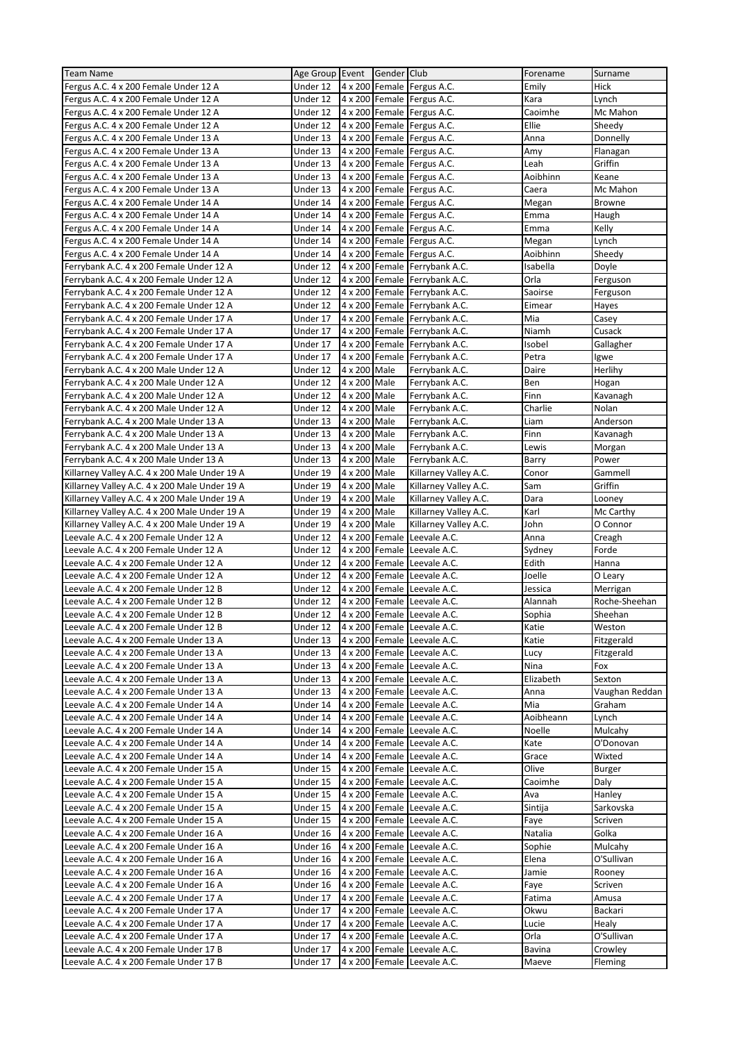| Team Name | Age Group | Event | Gender | Club | Forename | Surname |
|---|---|---|---|---|---|---|
| Fergus A.C. 4 x 200 Female Under 12 A | Under 12 | 4 x 200 | Female | Fergus A.C. | Emily | Hick |
| Fergus A.C. 4 x 200 Female Under 12 A | Under 12 | 4 x 200 | Female | Fergus A.C. | Kara | Lynch |
| Fergus A.C. 4 x 200 Female Under 12 A | Under 12 | 4 x 200 | Female | Fergus A.C. | Caoimhe | Mc Mahon |
| Fergus A.C. 4 x 200 Female Under 12 A | Under 12 | 4 x 200 | Female | Fergus A.C. | Ellie | Sheedy |
| Fergus A.C. 4 x 200 Female Under 13 A | Under 13 | 4 x 200 | Female | Fergus A.C. | Anna | Donnelly |
| Fergus A.C. 4 x 200 Female Under 13 A | Under 13 | 4 x 200 | Female | Fergus A.C. | Amy | Flanagan |
| Fergus A.C. 4 x 200 Female Under 13 A | Under 13 | 4 x 200 | Female | Fergus A.C. | Leah | Griffin |
| Fergus A.C. 4 x 200 Female Under 13 A | Under 13 | 4 x 200 | Female | Fergus A.C. | Aoibhinn | Keane |
| Fergus A.C. 4 x 200 Female Under 13 A | Under 13 | 4 x 200 | Female | Fergus A.C. | Caera | Mc Mahon |
| Fergus A.C. 4 x 200 Female Under 14 A | Under 14 | 4 x 200 | Female | Fergus A.C. | Megan | Browne |
| Fergus A.C. 4 x 200 Female Under 14 A | Under 14 | 4 x 200 | Female | Fergus A.C. | Emma | Haugh |
| Fergus A.C. 4 x 200 Female Under 14 A | Under 14 | 4 x 200 | Female | Fergus A.C. | Emma | Kelly |
| Fergus A.C. 4 x 200 Female Under 14 A | Under 14 | 4 x 200 | Female | Fergus A.C. | Megan | Lynch |
| Fergus A.C. 4 x 200 Female Under 14 A | Under 14 | 4 x 200 | Female | Fergus A.C. | Aoibhinn | Sheedy |
| Ferrybank A.C. 4 x 200 Female Under 12 A | Under 12 | 4 x 200 | Female | Ferrybank A.C. | Isabella | Doyle |
| Ferrybank A.C. 4 x 200 Female Under 12 A | Under 12 | 4 x 200 | Female | Ferrybank A.C. | Orla | Ferguson |
| Ferrybank A.C. 4 x 200 Female Under 12 A | Under 12 | 4 x 200 | Female | Ferrybank A.C. | Saoirse | Ferguson |
| Ferrybank A.C. 4 x 200 Female Under 12 A | Under 12 | 4 x 200 | Female | Ferrybank A.C. | Eimear | Hayes |
| Ferrybank A.C. 4 x 200 Female Under 17 A | Under 17 | 4 x 200 | Female | Ferrybank A.C. | Mia | Casey |
| Ferrybank A.C. 4 x 200 Female Under 17 A | Under 17 | 4 x 200 | Female | Ferrybank A.C. | Niamh | Cusack |
| Ferrybank A.C. 4 x 200 Female Under 17 A | Under 17 | 4 x 200 | Female | Ferrybank A.C. | Isobel | Gallagher |
| Ferrybank A.C. 4 x 200 Female Under 17 A | Under 17 | 4 x 200 | Female | Ferrybank A.C. | Petra | Igwe |
| Ferrybank A.C. 4 x 200 Male Under 12 A | Under 12 | 4 x 200 | Male | Ferrybank A.C. | Daire | Herlihy |
| Ferrybank A.C. 4 x 200 Male Under 12 A | Under 12 | 4 x 200 | Male | Ferrybank A.C. | Ben | Hogan |
| Ferrybank A.C. 4 x 200 Male Under 12 A | Under 12 | 4 x 200 | Male | Ferrybank A.C. | Finn | Kavanagh |
| Ferrybank A.C. 4 x 200 Male Under 12 A | Under 12 | 4 x 200 | Male | Ferrybank A.C. | Charlie | Nolan |
| Ferrybank A.C. 4 x 200 Male Under 13 A | Under 13 | 4 x 200 | Male | Ferrybank A.C. | Liam | Anderson |
| Ferrybank A.C. 4 x 200 Male Under 13 A | Under 13 | 4 x 200 | Male | Ferrybank A.C. | Finn | Kavanagh |
| Ferrybank A.C. 4 x 200 Male Under 13 A | Under 13 | 4 x 200 | Male | Ferrybank A.C. | Lewis | Morgan |
| Ferrybank A.C. 4 x 200 Male Under 13 A | Under 13 | 4 x 200 | Male | Ferrybank A.C. | Barry | Power |
| Killarney Valley A.C. 4 x 200 Male Under 19 A | Under 19 | 4 x 200 | Male | Killarney Valley A.C. | Conor | Gammell |
| Killarney Valley A.C. 4 x 200 Male Under 19 A | Under 19 | 4 x 200 | Male | Killarney Valley A.C. | Sam | Griffin |
| Killarney Valley A.C. 4 x 200 Male Under 19 A | Under 19 | 4 x 200 | Male | Killarney Valley A.C. | Dara | Looney |
| Killarney Valley A.C. 4 x 200 Male Under 19 A | Under 19 | 4 x 200 | Male | Killarney Valley A.C. | Karl | Mc Carthy |
| Killarney Valley A.C. 4 x 200 Male Under 19 A | Under 19 | 4 x 200 | Male | Killarney Valley A.C. | John | O Connor |
| Leevale A.C. 4 x 200 Female Under 12 A | Under 12 | 4 x 200 | Female | Leevale A.C. | Anna | Creagh |
| Leevale A.C. 4 x 200 Female Under 12 A | Under 12 | 4 x 200 | Female | Leevale A.C. | Sydney | Forde |
| Leevale A.C. 4 x 200 Female Under 12 A | Under 12 | 4 x 200 | Female | Leevale A.C. | Edith | Hanna |
| Leevale A.C. 4 x 200 Female Under 12 A | Under 12 | 4 x 200 | Female | Leevale A.C. | Joelle | O Leary |
| Leevale A.C. 4 x 200 Female Under 12 B | Under 12 | 4 x 200 | Female | Leevale A.C. | Jessica | Merrigan |
| Leevale A.C. 4 x 200 Female Under 12 B | Under 12 | 4 x 200 | Female | Leevale A.C. | Alannah | Roche-Sheehan |
| Leevale A.C. 4 x 200 Female Under 12 B | Under 12 | 4 x 200 | Female | Leevale A.C. | Sophia | Sheehan |
| Leevale A.C. 4 x 200 Female Under 12 B | Under 12 | 4 x 200 | Female | Leevale A.C. | Katie | Weston |
| Leevale A.C. 4 x 200 Female Under 13 A | Under 13 | 4 x 200 | Female | Leevale A.C. | Katie | Fitzgerald |
| Leevale A.C. 4 x 200 Female Under 13 A | Under 13 | 4 x 200 | Female | Leevale A.C. | Lucy | Fitzgerald |
| Leevale A.C. 4 x 200 Female Under 13 A | Under 13 | 4 x 200 | Female | Leevale A.C. | Nina | Fox |
| Leevale A.C. 4 x 200 Female Under 13 A | Under 13 | 4 x 200 | Female | Leevale A.C. | Elizabeth | Sexton |
| Leevale A.C. 4 x 200 Female Under 13 A | Under 13 | 4 x 200 | Female | Leevale A.C. | Anna | Vaughan Reddan |
| Leevale A.C. 4 x 200 Female Under 14 A | Under 14 | 4 x 200 | Female | Leevale A.C. | Mia | Graham |
| Leevale A.C. 4 x 200 Female Under 14 A | Under 14 | 4 x 200 | Female | Leevale A.C. | Aoibheann | Lynch |
| Leevale A.C. 4 x 200 Female Under 14 A | Under 14 | 4 x 200 | Female | Leevale A.C. | Noelle | Mulcahy |
| Leevale A.C. 4 x 200 Female Under 14 A | Under 14 | 4 x 200 | Female | Leevale A.C. | Kate | O'Donovan |
| Leevale A.C. 4 x 200 Female Under 14 A | Under 14 | 4 x 200 | Female | Leevale A.C. | Grace | Wixted |
| Leevale A.C. 4 x 200 Female Under 15 A | Under 15 | 4 x 200 | Female | Leevale A.C. | Olive | Burger |
| Leevale A.C. 4 x 200 Female Under 15 A | Under 15 | 4 x 200 | Female | Leevale A.C. | Caoimhe | Daly |
| Leevale A.C. 4 x 200 Female Under 15 A | Under 15 | 4 x 200 | Female | Leevale A.C. | Ava | Hanley |
| Leevale A.C. 4 x 200 Female Under 15 A | Under 15 | 4 x 200 | Female | Leevale A.C. | Sintija | Sarkovska |
| Leevale A.C. 4 x 200 Female Under 15 A | Under 15 | 4 x 200 | Female | Leevale A.C. | Faye | Scriven |
| Leevale A.C. 4 x 200 Female Under 16 A | Under 16 | 4 x 200 | Female | Leevale A.C. | Natalia | Golka |
| Leevale A.C. 4 x 200 Female Under 16 A | Under 16 | 4 x 200 | Female | Leevale A.C. | Sophie | Mulcahy |
| Leevale A.C. 4 x 200 Female Under 16 A | Under 16 | 4 x 200 | Female | Leevale A.C. | Elena | O'Sullivan |
| Leevale A.C. 4 x 200 Female Under 16 A | Under 16 | 4 x 200 | Female | Leevale A.C. | Jamie | Rooney |
| Leevale A.C. 4 x 200 Female Under 16 A | Under 16 | 4 x 200 | Female | Leevale A.C. | Faye | Scriven |
| Leevale A.C. 4 x 200 Female Under 17 A | Under 17 | 4 x 200 | Female | Leevale A.C. | Fatima | Amusa |
| Leevale A.C. 4 x 200 Female Under 17 A | Under 17 | 4 x 200 | Female | Leevale A.C. | Okwu | Backari |
| Leevale A.C. 4 x 200 Female Under 17 A | Under 17 | 4 x 200 | Female | Leevale A.C. | Lucie | Healy |
| Leevale A.C. 4 x 200 Female Under 17 A | Under 17 | 4 x 200 | Female | Leevale A.C. | Orla | O'Sullivan |
| Leevale A.C. 4 x 200 Female Under 17 B | Under 17 | 4 x 200 | Female | Leevale A.C. | Bavina | Crowley |
| Leevale A.C. 4 x 200 Female Under 17 B | Under 17 | 4 x 200 | Female | Leevale A.C. | Maeve | Fleming |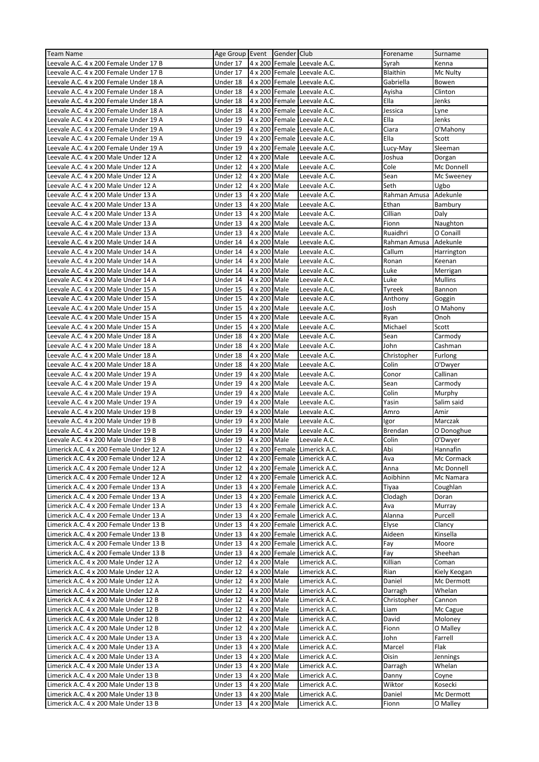| Team Name | Age Group | Event | Gender | Club | Forename | Surname |
|---|---|---|---|---|---|---|
| Leevale A.C. 4 x 200 Female Under 17 B | Under 17 | 4 x 200 | Female | Leevale A.C. | Syrah | Kenna |
| Leevale A.C. 4 x 200 Female Under 17 B | Under 17 | 4 x 200 | Female | Leevale A.C. | Blaithin | Mc Nulty |
| Leevale A.C. 4 x 200 Female Under 18 A | Under 18 | 4 x 200 | Female | Leevale A.C. | Gabriella | Bowen |
| Leevale A.C. 4 x 200 Female Under 18 A | Under 18 | 4 x 200 | Female | Leevale A.C. | Ayisha | Clinton |
| Leevale A.C. 4 x 200 Female Under 18 A | Under 18 | 4 x 200 | Female | Leevale A.C. | Ella | Jenks |
| Leevale A.C. 4 x 200 Female Under 18 A | Under 18 | 4 x 200 | Female | Leevale A.C. | Jessica | Lyne |
| Leevale A.C. 4 x 200 Female Under 19 A | Under 19 | 4 x 200 | Female | Leevale A.C. | Ella | Jenks |
| Leevale A.C. 4 x 200 Female Under 19 A | Under 19 | 4 x 200 | Female | Leevale A.C. | Ciara | O'Mahony |
| Leevale A.C. 4 x 200 Female Under 19 A | Under 19 | 4 x 200 | Female | Leevale A.C. | Ella | Scott |
| Leevale A.C. 4 x 200 Female Under 19 A | Under 19 | 4 x 200 | Female | Leevale A.C. | Lucy-May | Sleeman |
| Leevale A.C. 4 x 200 Male Under 12 A | Under 12 | 4 x 200 | Male | Leevale A.C. | Joshua | Dorgan |
| Leevale A.C. 4 x 200 Male Under 12 A | Under 12 | 4 x 200 | Male | Leevale A.C. | Cole | Mc Donnell |
| Leevale A.C. 4 x 200 Male Under 12 A | Under 12 | 4 x 200 | Male | Leevale A.C. | Sean | Mc Sweeney |
| Leevale A.C. 4 x 200 Male Under 12 A | Under 12 | 4 x 200 | Male | Leevale A.C. | Seth | Ugbo |
| Leevale A.C. 4 x 200 Male Under 13 A | Under 13 | 4 x 200 | Male | Leevale A.C. | Rahman Amusa | Adekunle |
| Leevale A.C. 4 x 200 Male Under 13 A | Under 13 | 4 x 200 | Male | Leevale A.C. | Ethan | Bambury |
| Leevale A.C. 4 x 200 Male Under 13 A | Under 13 | 4 x 200 | Male | Leevale A.C. | Cillian | Daly |
| Leevale A.C. 4 x 200 Male Under 13 A | Under 13 | 4 x 200 | Male | Leevale A.C. | Fionn | Naughton |
| Leevale A.C. 4 x 200 Male Under 13 A | Under 13 | 4 x 200 | Male | Leevale A.C. | Ruaidhri | O Conaill |
| Leevale A.C. 4 x 200 Male Under 14 A | Under 14 | 4 x 200 | Male | Leevale A.C. | Rahman Amusa | Adekunle |
| Leevale A.C. 4 x 200 Male Under 14 A | Under 14 | 4 x 200 | Male | Leevale A.C. | Callum | Harrington |
| Leevale A.C. 4 x 200 Male Under 14 A | Under 14 | 4 x 200 | Male | Leevale A.C. | Ronan | Keenan |
| Leevale A.C. 4 x 200 Male Under 14 A | Under 14 | 4 x 200 | Male | Leevale A.C. | Luke | Merrigan |
| Leevale A.C. 4 x 200 Male Under 14 A | Under 14 | 4 x 200 | Male | Leevale A.C. | Luke | Mullins |
| Leevale A.C. 4 x 200 Male Under 15 A | Under 15 | 4 x 200 | Male | Leevale A.C. | Tyreek | Bannon |
| Leevale A.C. 4 x 200 Male Under 15 A | Under 15 | 4 x 200 | Male | Leevale A.C. | Anthony | Goggin |
| Leevale A.C. 4 x 200 Male Under 15 A | Under 15 | 4 x 200 | Male | Leevale A.C. | Josh | O Mahony |
| Leevale A.C. 4 x 200 Male Under 15 A | Under 15 | 4 x 200 | Male | Leevale A.C. | Ryan | Onoh |
| Leevale A.C. 4 x 200 Male Under 15 A | Under 15 | 4 x 200 | Male | Leevale A.C. | Michael | Scott |
| Leevale A.C. 4 x 200 Male Under 18 A | Under 18 | 4 x 200 | Male | Leevale A.C. | Sean | Carmody |
| Leevale A.C. 4 x 200 Male Under 18 A | Under 18 | 4 x 200 | Male | Leevale A.C. | John | Cashman |
| Leevale A.C. 4 x 200 Male Under 18 A | Under 18 | 4 x 200 | Male | Leevale A.C. | Christopher | Furlong |
| Leevale A.C. 4 x 200 Male Under 18 A | Under 18 | 4 x 200 | Male | Leevale A.C. | Colin | O'Dwyer |
| Leevale A.C. 4 x 200 Male Under 19 A | Under 19 | 4 x 200 | Male | Leevale A.C. | Conor | Callinan |
| Leevale A.C. 4 x 200 Male Under 19 A | Under 19 | 4 x 200 | Male | Leevale A.C. | Sean | Carmody |
| Leevale A.C. 4 x 200 Male Under 19 A | Under 19 | 4 x 200 | Male | Leevale A.C. | Colin | Murphy |
| Leevale A.C. 4 x 200 Male Under 19 A | Under 19 | 4 x 200 | Male | Leevale A.C. | Yasin | Salim said |
| Leevale A.C. 4 x 200 Male Under 19 B | Under 19 | 4 x 200 | Male | Leevale A.C. | Amro | Amir |
| Leevale A.C. 4 x 200 Male Under 19 B | Under 19 | 4 x 200 | Male | Leevale A.C. | Igor | Marczak |
| Leevale A.C. 4 x 200 Male Under 19 B | Under 19 | 4 x 200 | Male | Leevale A.C. | Brendan | O Donoghue |
| Leevale A.C. 4 x 200 Male Under 19 B | Under 19 | 4 x 200 | Male | Leevale A.C. | Colin | O'Dwyer |
| Limerick A.C. 4 x 200 Female Under 12 A | Under 12 | 4 x 200 | Female | Limerick A.C. | Abi | Hannafin |
| Limerick A.C. 4 x 200 Female Under 12 A | Under 12 | 4 x 200 | Female | Limerick A.C. | Ava | Mc Cormack |
| Limerick A.C. 4 x 200 Female Under 12 A | Under 12 | 4 x 200 | Female | Limerick A.C. | Anna | Mc Donnell |
| Limerick A.C. 4 x 200 Female Under 12 A | Under 12 | 4 x 200 | Female | Limerick A.C. | Aoibhinn | Mc Namara |
| Limerick A.C. 4 x 200 Female Under 13 A | Under 13 | 4 x 200 | Female | Limerick A.C. | Tiyaa | Coughlan |
| Limerick A.C. 4 x 200 Female Under 13 A | Under 13 | 4 x 200 | Female | Limerick A.C. | Clodagh | Doran |
| Limerick A.C. 4 x 200 Female Under 13 A | Under 13 | 4 x 200 | Female | Limerick A.C. | Ava | Murray |
| Limerick A.C. 4 x 200 Female Under 13 A | Under 13 | 4 x 200 | Female | Limerick A.C. | Alanna | Purcell |
| Limerick A.C. 4 x 200 Female Under 13 B | Under 13 | 4 x 200 | Female | Limerick A.C. | Elyse | Clancy |
| Limerick A.C. 4 x 200 Female Under 13 B | Under 13 | 4 x 200 | Female | Limerick A.C. | Aideen | Kinsella |
| Limerick A.C. 4 x 200 Female Under 13 B | Under 13 | 4 x 200 | Female | Limerick A.C. | Fay | Moore |
| Limerick A.C. 4 x 200 Female Under 13 B | Under 13 | 4 x 200 | Female | Limerick A.C. | Fay | Sheehan |
| Limerick A.C. 4 x 200 Male Under 12 A | Under 12 | 4 x 200 | Male | Limerick A.C. | Killian | Coman |
| Limerick A.C. 4 x 200 Male Under 12 A | Under 12 | 4 x 200 | Male | Limerick A.C. | Rian | Kiely Keogan |
| Limerick A.C. 4 x 200 Male Under 12 A | Under 12 | 4 x 200 | Male | Limerick A.C. | Daniel | Mc Dermott |
| Limerick A.C. 4 x 200 Male Under 12 A | Under 12 | 4 x 200 | Male | Limerick A.C. | Darragh | Whelan |
| Limerick A.C. 4 x 200 Male Under 12 B | Under 12 | 4 x 200 | Male | Limerick A.C. | Christopher | Cannon |
| Limerick A.C. 4 x 200 Male Under 12 B | Under 12 | 4 x 200 | Male | Limerick A.C. | Liam | Mc Cague |
| Limerick A.C. 4 x 200 Male Under 12 B | Under 12 | 4 x 200 | Male | Limerick A.C. | David | Moloney |
| Limerick A.C. 4 x 200 Male Under 12 B | Under 12 | 4 x 200 | Male | Limerick A.C. | Fionn | O Malley |
| Limerick A.C. 4 x 200 Male Under 13 A | Under 13 | 4 x 200 | Male | Limerick A.C. | John | Farrell |
| Limerick A.C. 4 x 200 Male Under 13 A | Under 13 | 4 x 200 | Male | Limerick A.C. | Marcel | Flak |
| Limerick A.C. 4 x 200 Male Under 13 A | Under 13 | 4 x 200 | Male | Limerick A.C. | Oisin | Jennings |
| Limerick A.C. 4 x 200 Male Under 13 A | Under 13 | 4 x 200 | Male | Limerick A.C. | Darragh | Whelan |
| Limerick A.C. 4 x 200 Male Under 13 B | Under 13 | 4 x 200 | Male | Limerick A.C. | Danny | Coyne |
| Limerick A.C. 4 x 200 Male Under 13 B | Under 13 | 4 x 200 | Male | Limerick A.C. | Wiktor | Kosecki |
| Limerick A.C. 4 x 200 Male Under 13 B | Under 13 | 4 x 200 | Male | Limerick A.C. | Daniel | Mc Dermott |
| Limerick A.C. 4 x 200 Male Under 13 B | Under 13 | 4 x 200 | Male | Limerick A.C. | Fionn | O Malley |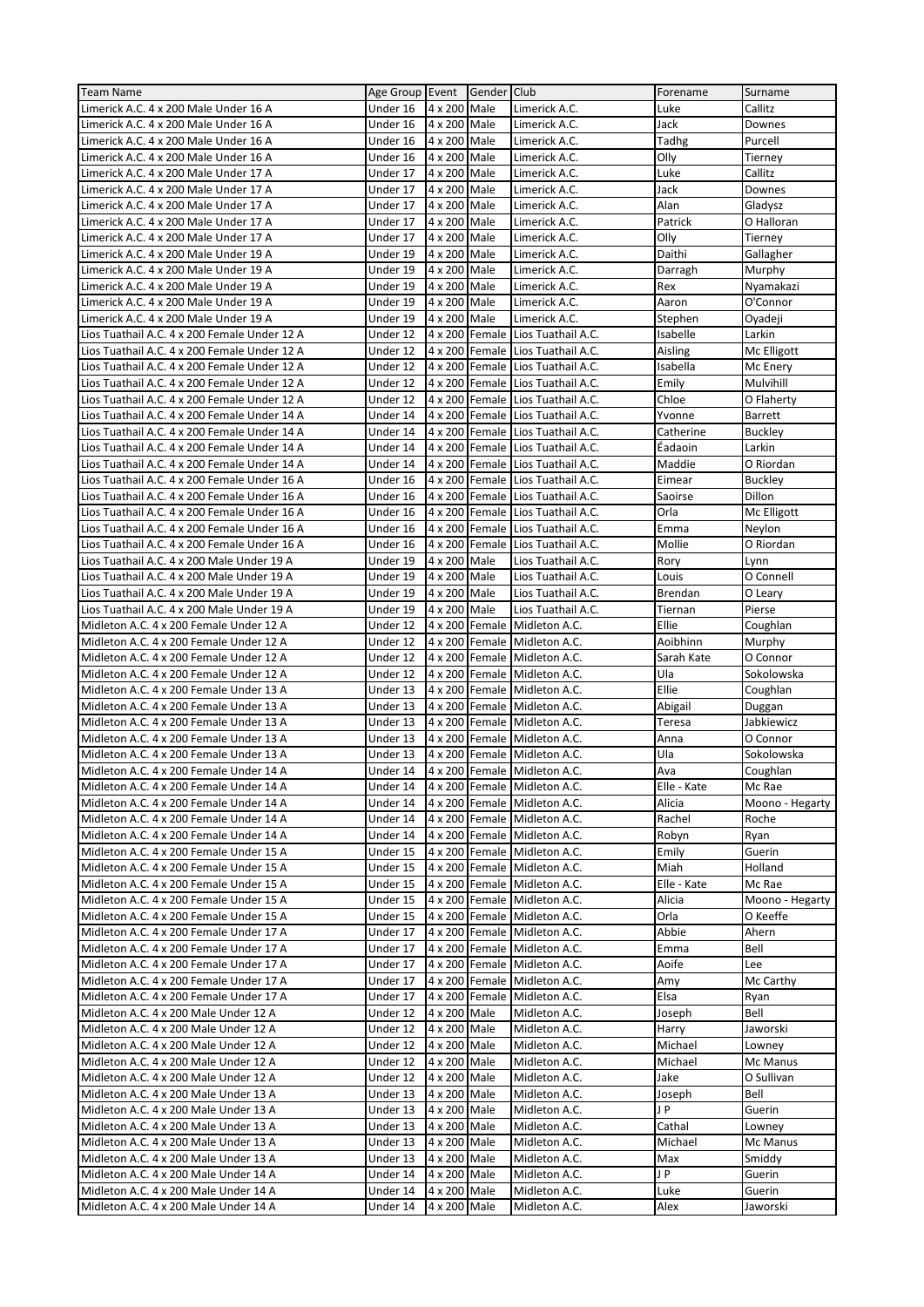| Team Name | Age Group | Event | Gender | Club | Forename | Surname |
|---|---|---|---|---|---|---|
| Limerick A.C. 4 x 200 Male Under 16 A | Under 16 | 4 x 200 | Male | Limerick A.C. | Luke | Callitz |
| Limerick A.C. 4 x 200 Male Under 16 A | Under 16 | 4 x 200 | Male | Limerick A.C. | Jack | Downes |
| Limerick A.C. 4 x 200 Male Under 16 A | Under 16 | 4 x 200 | Male | Limerick A.C. | Tadhg | Purcell |
| Limerick A.C. 4 x 200 Male Under 16 A | Under 16 | 4 x 200 | Male | Limerick A.C. | Olly | Tierney |
| Limerick A.C. 4 x 200 Male Under 17 A | Under 17 | 4 x 200 | Male | Limerick A.C. | Luke | Callitz |
| Limerick A.C. 4 x 200 Male Under 17 A | Under 17 | 4 x 200 | Male | Limerick A.C. | Jack | Downes |
| Limerick A.C. 4 x 200 Male Under 17 A | Under 17 | 4 x 200 | Male | Limerick A.C. | Alan | Gladysz |
| Limerick A.C. 4 x 200 Male Under 17 A | Under 17 | 4 x 200 | Male | Limerick A.C. | Patrick | O Halloran |
| Limerick A.C. 4 x 200 Male Under 17 A | Under 17 | 4 x 200 | Male | Limerick A.C. | Olly | Tierney |
| Limerick A.C. 4 x 200 Male Under 19 A | Under 19 | 4 x 200 | Male | Limerick A.C. | Daithi | Gallagher |
| Limerick A.C. 4 x 200 Male Under 19 A | Under 19 | 4 x 200 | Male | Limerick A.C. | Darragh | Murphy |
| Limerick A.C. 4 x 200 Male Under 19 A | Under 19 | 4 x 200 | Male | Limerick A.C. | Rex | Nyamakazi |
| Limerick A.C. 4 x 200 Male Under 19 A | Under 19 | 4 x 200 | Male | Limerick A.C. | Aaron | O'Connor |
| Limerick A.C. 4 x 200 Male Under 19 A | Under 19 | 4 x 200 | Male | Limerick A.C. | Stephen | Oyadeji |
| Lios Tuathail A.C. 4 x 200 Female Under 12 A | Under 12 | 4 x 200 | Female | Lios Tuathail A.C. | Isabelle | Larkin |
| Lios Tuathail A.C. 4 x 200 Female Under 12 A | Under 12 | 4 x 200 | Female | Lios Tuathail A.C. | Aisling | Mc Elligott |
| Lios Tuathail A.C. 4 x 200 Female Under 12 A | Under 12 | 4 x 200 | Female | Lios Tuathail A.C. | Isabella | Mc Enery |
| Lios Tuathail A.C. 4 x 200 Female Under 12 A | Under 12 | 4 x 200 | Female | Lios Tuathail A.C. | Emily | Mulvihill |
| Lios Tuathail A.C. 4 x 200 Female Under 12 A | Under 12 | 4 x 200 | Female | Lios Tuathail A.C. | Chloe | O Flaherty |
| Lios Tuathail A.C. 4 x 200 Female Under 14 A | Under 14 | 4 x 200 | Female | Lios Tuathail A.C. | Yvonne | Barrett |
| Lios Tuathail A.C. 4 x 200 Female Under 14 A | Under 14 | 4 x 200 | Female | Lios Tuathail A.C. | Catherine | Buckley |
| Lios Tuathail A.C. 4 x 200 Female Under 14 A | Under 14 | 4 x 200 | Female | Lios Tuathail A.C. | Éadaoin | Larkin |
| Lios Tuathail A.C. 4 x 200 Female Under 14 A | Under 14 | 4 x 200 | Female | Lios Tuathail A.C. | Maddie | O Riordan |
| Lios Tuathail A.C. 4 x 200 Female Under 16 A | Under 16 | 4 x 200 | Female | Lios Tuathail A.C. | Eimear | Buckley |
| Lios Tuathail A.C. 4 x 200 Female Under 16 A | Under 16 | 4 x 200 | Female | Lios Tuathail A.C. | Saoirse | Dillon |
| Lios Tuathail A.C. 4 x 200 Female Under 16 A | Under 16 | 4 x 200 | Female | Lios Tuathail A.C. | Orla | Mc Elligott |
| Lios Tuathail A.C. 4 x 200 Female Under 16 A | Under 16 | 4 x 200 | Female | Lios Tuathail A.C. | Emma | Neylon |
| Lios Tuathail A.C. 4 x 200 Female Under 16 A | Under 16 | 4 x 200 | Female | Lios Tuathail A.C. | Mollie | O Riordan |
| Lios Tuathail A.C. 4 x 200 Male Under 19 A | Under 19 | 4 x 200 | Male | Lios Tuathail A.C. | Rory | Lynn |
| Lios Tuathail A.C. 4 x 200 Male Under 19 A | Under 19 | 4 x 200 | Male | Lios Tuathail A.C. | Louis | O Connell |
| Lios Tuathail A.C. 4 x 200 Male Under 19 A | Under 19 | 4 x 200 | Male | Lios Tuathail A.C. | Brendan | O Leary |
| Lios Tuathail A.C. 4 x 200 Male Under 19 A | Under 19 | 4 x 200 | Male | Lios Tuathail A.C. | Tiernan | Pierse |
| Midleton A.C. 4 x 200 Female Under 12 A | Under 12 | 4 x 200 | Female | Midleton A.C. | Ellie | Coughlan |
| Midleton A.C. 4 x 200 Female Under 12 A | Under 12 | 4 x 200 | Female | Midleton A.C. | Aoibhinn | Murphy |
| Midleton A.C. 4 x 200 Female Under 12 A | Under 12 | 4 x 200 | Female | Midleton A.C. | Sarah Kate | O Connor |
| Midleton A.C. 4 x 200 Female Under 12 A | Under 12 | 4 x 200 | Female | Midleton A.C. | Ula | Sokolowska |
| Midleton A.C. 4 x 200 Female Under 13 A | Under 13 | 4 x 200 | Female | Midleton A.C. | Ellie | Coughlan |
| Midleton A.C. 4 x 200 Female Under 13 A | Under 13 | 4 x 200 | Female | Midleton A.C. | Abigail | Duggan |
| Midleton A.C. 4 x 200 Female Under 13 A | Under 13 | 4 x 200 | Female | Midleton A.C. | Teresa | Jabkiewicz |
| Midleton A.C. 4 x 200 Female Under 13 A | Under 13 | 4 x 200 | Female | Midleton A.C. | Anna | O Connor |
| Midleton A.C. 4 x 200 Female Under 13 A | Under 13 | 4 x 200 | Female | Midleton A.C. | Ula | Sokolowska |
| Midleton A.C. 4 x 200 Female Under 14 A | Under 14 | 4 x 200 | Female | Midleton A.C. | Ava | Coughlan |
| Midleton A.C. 4 x 200 Female Under 14 A | Under 14 | 4 x 200 | Female | Midleton A.C. | Elle - Kate | Mc Rae |
| Midleton A.C. 4 x 200 Female Under 14 A | Under 14 | 4 x 200 | Female | Midleton A.C. | Alicia | Moono - Hegarty |
| Midleton A.C. 4 x 200 Female Under 14 A | Under 14 | 4 x 200 | Female | Midleton A.C. | Rachel | Roche |
| Midleton A.C. 4 x 200 Female Under 14 A | Under 14 | 4 x 200 | Female | Midleton A.C. | Robyn | Ryan |
| Midleton A.C. 4 x 200 Female Under 15 A | Under 15 | 4 x 200 | Female | Midleton A.C. | Emily | Guerin |
| Midleton A.C. 4 x 200 Female Under 15 A | Under 15 | 4 x 200 | Female | Midleton A.C. | Miah | Holland |
| Midleton A.C. 4 x 200 Female Under 15 A | Under 15 | 4 x 200 | Female | Midleton A.C. | Elle - Kate | Mc Rae |
| Midleton A.C. 4 x 200 Female Under 15 A | Under 15 | 4 x 200 | Female | Midleton A.C. | Alicia | Moono - Hegarty |
| Midleton A.C. 4 x 200 Female Under 15 A | Under 15 | 4 x 200 | Female | Midleton A.C. | Orla | O Keeffe |
| Midleton A.C. 4 x 200 Female Under 17 A | Under 17 | 4 x 200 | Female | Midleton A.C. | Abbie | Ahern |
| Midleton A.C. 4 x 200 Female Under 17 A | Under 17 | 4 x 200 | Female | Midleton A.C. | Emma | Bell |
| Midleton A.C. 4 x 200 Female Under 17 A | Under 17 | 4 x 200 | Female | Midleton A.C. | Aoife | Lee |
| Midleton A.C. 4 x 200 Female Under 17 A | Under 17 | 4 x 200 | Female | Midleton A.C. | Amy | Mc Carthy |
| Midleton A.C. 4 x 200 Female Under 17 A | Under 17 | 4 x 200 | Female | Midleton A.C. | Elsa | Ryan |
| Midleton A.C. 4 x 200 Male Under 12 A | Under 12 | 4 x 200 | Male | Midleton A.C. | Joseph | Bell |
| Midleton A.C. 4 x 200 Male Under 12 A | Under 12 | 4 x 200 | Male | Midleton A.C. | Harry | Jaworski |
| Midleton A.C. 4 x 200 Male Under 12 A | Under 12 | 4 x 200 | Male | Midleton A.C. | Michael | Lowney |
| Midleton A.C. 4 x 200 Male Under 12 A | Under 12 | 4 x 200 | Male | Midleton A.C. | Michael | Mc Manus |
| Midleton A.C. 4 x 200 Male Under 12 A | Under 12 | 4 x 200 | Male | Midleton A.C. | Jake | O Sullivan |
| Midleton A.C. 4 x 200 Male Under 13 A | Under 13 | 4 x 200 | Male | Midleton A.C. | Joseph | Bell |
| Midleton A.C. 4 x 200 Male Under 13 A | Under 13 | 4 x 200 | Male | Midleton A.C. | J P | Guerin |
| Midleton A.C. 4 x 200 Male Under 13 A | Under 13 | 4 x 200 | Male | Midleton A.C. | Cathal | Lowney |
| Midleton A.C. 4 x 200 Male Under 13 A | Under 13 | 4 x 200 | Male | Midleton A.C. | Michael | Mc Manus |
| Midleton A.C. 4 x 200 Male Under 13 A | Under 13 | 4 x 200 | Male | Midleton A.C. | Max | Smiddy |
| Midleton A.C. 4 x 200 Male Under 14 A | Under 14 | 4 x 200 | Male | Midleton A.C. | J P | Guerin |
| Midleton A.C. 4 x 200 Male Under 14 A | Under 14 | 4 x 200 | Male | Midleton A.C. | Luke | Guerin |
| Midleton A.C. 4 x 200 Male Under 14 A | Under 14 | 4 x 200 | Male | Midleton A.C. | Alex | Jaworski |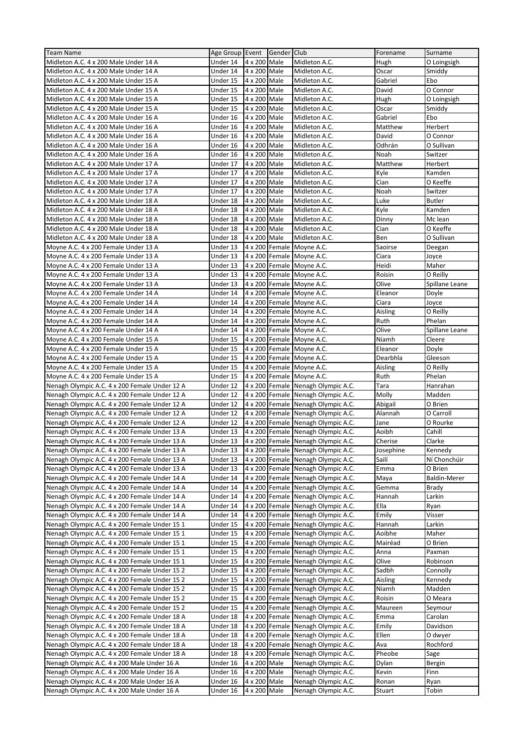| Team Name | Age Group | Event | Gender | Club | Forename | Surname |
|---|---|---|---|---|---|---|
| Midleton A.C. 4 x 200 Male Under 14 A | Under 14 | 4 x 200 | Male | Midleton A.C. | Hugh | O Loingsigh |
| Midleton A.C. 4 x 200 Male Under 14 A | Under 14 | 4 x 200 | Male | Midleton A.C. | Oscar | Smiddy |
| Midleton A.C. 4 x 200 Male Under 15 A | Under 15 | 4 x 200 | Male | Midleton A.C. | Gabriel | Ebo |
| Midleton A.C. 4 x 200 Male Under 15 A | Under 15 | 4 x 200 | Male | Midleton A.C. | David | O Connor |
| Midleton A.C. 4 x 200 Male Under 15 A | Under 15 | 4 x 200 | Male | Midleton A.C. | Hugh | O Loingsigh |
| Midleton A.C. 4 x 200 Male Under 15 A | Under 15 | 4 x 200 | Male | Midleton A.C. | Oscar | Smiddy |
| Midleton A.C. 4 x 200 Male Under 16 A | Under 16 | 4 x 200 | Male | Midleton A.C. | Gabriel | Ebo |
| Midleton A.C. 4 x 200 Male Under 16 A | Under 16 | 4 x 200 | Male | Midleton A.C. | Matthew | Herbert |
| Midleton A.C. 4 x 200 Male Under 16 A | Under 16 | 4 x 200 | Male | Midleton A.C. | David | O Connor |
| Midleton A.C. 4 x 200 Male Under 16 A | Under 16 | 4 x 200 | Male | Midleton A.C. | Odhrán | O Sullivan |
| Midleton A.C. 4 x 200 Male Under 16 A | Under 16 | 4 x 200 | Male | Midleton A.C. | Noah | Switzer |
| Midleton A.C. 4 x 200 Male Under 17 A | Under 17 | 4 x 200 | Male | Midleton A.C. | Matthew | Herbert |
| Midleton A.C. 4 x 200 Male Under 17 A | Under 17 | 4 x 200 | Male | Midleton A.C. | Kyle | Kamden |
| Midleton A.C. 4 x 200 Male Under 17 A | Under 17 | 4 x 200 | Male | Midleton A.C. | Cian | O Keeffe |
| Midleton A.C. 4 x 200 Male Under 17 A | Under 17 | 4 x 200 | Male | Midleton A.C. | Noah | Switzer |
| Midleton A.C. 4 x 200 Male Under 18 A | Under 18 | 4 x 200 | Male | Midleton A.C. | Luke | Butler |
| Midleton A.C. 4 x 200 Male Under 18 A | Under 18 | 4 x 200 | Male | Midleton A.C. | Kyle | Kamden |
| Midleton A.C. 4 x 200 Male Under 18 A | Under 18 | 4 x 200 | Male | Midleton A.C. | Dinny | Mc lean |
| Midleton A.C. 4 x 200 Male Under 18 A | Under 18 | 4 x 200 | Male | Midleton A.C. | Cian | O Keeffe |
| Midleton A.C. 4 x 200 Male Under 18 A | Under 18 | 4 x 200 | Male | Midleton A.C. | Ben | O Sullivan |
| Moyne A.C. 4 x 200 Female Under 13 A | Under 13 | 4 x 200 | Female | Moyne A.C. | Saoirse | Deegan |
| Moyne A.C. 4 x 200 Female Under 13 A | Under 13 | 4 x 200 | Female | Moyne A.C. | Ciara | Joyce |
| Moyne A.C. 4 x 200 Female Under 13 A | Under 13 | 4 x 200 | Female | Moyne A.C. | Heidi | Maher |
| Moyne A.C. 4 x 200 Female Under 13 A | Under 13 | 4 x 200 | Female | Moyne A.C. | Roisin | O Reilly |
| Moyne A.C. 4 x 200 Female Under 13 A | Under 13 | 4 x 200 | Female | Moyne A.C. | Olive | Spillane Leane |
| Moyne A.C. 4 x 200 Female Under 14 A | Under 14 | 4 x 200 | Female | Moyne A.C. | Eleanor | Doyle |
| Moyne A.C. 4 x 200 Female Under 14 A | Under 14 | 4 x 200 | Female | Moyne A.C. | Ciara | Joyce |
| Moyne A.C. 4 x 200 Female Under 14 A | Under 14 | 4 x 200 | Female | Moyne A.C. | Aisling | O Reilly |
| Moyne A.C. 4 x 200 Female Under 14 A | Under 14 | 4 x 200 | Female | Moyne A.C. | Ruth | Phelan |
| Moyne A.C. 4 x 200 Female Under 14 A | Under 14 | 4 x 200 | Female | Moyne A.C. | Olive | Spillane Leane |
| Moyne A.C. 4 x 200 Female Under 15 A | Under 15 | 4 x 200 | Female | Moyne A.C. | Niamh | Cleere |
| Moyne A.C. 4 x 200 Female Under 15 A | Under 15 | 4 x 200 | Female | Moyne A.C. | Eleanor | Doyle |
| Moyne A.C. 4 x 200 Female Under 15 A | Under 15 | 4 x 200 | Female | Moyne A.C. | Dearbhla | Gleeson |
| Moyne A.C. 4 x 200 Female Under 15 A | Under 15 | 4 x 200 | Female | Moyne A.C. | Aisling | O Reilly |
| Moyne A.C. 4 x 200 Female Under 15 A | Under 15 | 4 x 200 | Female | Moyne A.C. | Ruth | Phelan |
| Nenagh Olympic A.C. 4 x 200 Female Under 12 A | Under 12 | 4 x 200 | Female | Nenagh Olympic A.C. | Tara | Hanrahan |
| Nenagh Olympic A.C. 4 x 200 Female Under 12 A | Under 12 | 4 x 200 | Female | Nenagh Olympic A.C. | Molly | Madden |
| Nenagh Olympic A.C. 4 x 200 Female Under 12 A | Under 12 | 4 x 200 | Female | Nenagh Olympic A.C. | Abigail | O Brien |
| Nenagh Olympic A.C. 4 x 200 Female Under 12 A | Under 12 | 4 x 200 | Female | Nenagh Olympic A.C. | Alannah | O Carroll |
| Nenagh Olympic A.C. 4 x 200 Female Under 12 A | Under 12 | 4 x 200 | Female | Nenagh Olympic A.C. | Jane | O Rourke |
| Nenagh Olympic A.C. 4 x 200 Female Under 13 A | Under 13 | 4 x 200 | Female | Nenagh Olympic A.C. | Aoibh | Cahill |
| Nenagh Olympic A.C. 4 x 200 Female Under 13 A | Under 13 | 4 x 200 | Female | Nenagh Olympic A.C. | Cherise | Clarke |
| Nenagh Olympic A.C. 4 x 200 Female Under 13 A | Under 13 | 4 x 200 | Female | Nenagh Olympic A.C. | Josephine | Kennedy |
| Nenagh Olympic A.C. 4 x 200 Female Under 13 A | Under 13 | 4 x 200 | Female | Nenagh Olympic A.C. | Sailí | Ní Chonchúir |
| Nenagh Olympic A.C. 4 x 200 Female Under 13 A | Under 13 | 4 x 200 | Female | Nenagh Olympic A.C. | Emma | O Brien |
| Nenagh Olympic A.C. 4 x 200 Female Under 14 A | Under 14 | 4 x 200 | Female | Nenagh Olympic A.C. | Maya | Baldin-Merer |
| Nenagh Olympic A.C. 4 x 200 Female Under 14 A | Under 14 | 4 x 200 | Female | Nenagh Olympic A.C. | Gemma | Brady |
| Nenagh Olympic A.C. 4 x 200 Female Under 14 A | Under 14 | 4 x 200 | Female | Nenagh Olympic A.C. | Hannah | Larkin |
| Nenagh Olympic A.C. 4 x 200 Female Under 14 A | Under 14 | 4 x 200 | Female | Nenagh Olympic A.C. | Ella | Ryan |
| Nenagh Olympic A.C. 4 x 200 Female Under 14 A | Under 14 | 4 x 200 | Female | Nenagh Olympic A.C. | Emily | Visser |
| Nenagh Olympic A.C. 4 x 200 Female Under 15 1 | Under 15 | 4 x 200 | Female | Nenagh Olympic A.C. | Hannah | Larkin |
| Nenagh Olympic A.C. 4 x 200 Female Under 15 1 | Under 15 | 4 x 200 | Female | Nenagh Olympic A.C. | Aoibhe | Maher |
| Nenagh Olympic A.C. 4 x 200 Female Under 15 1 | Under 15 | 4 x 200 | Female | Nenagh Olympic A.C. | Mairéad | O Brien |
| Nenagh Olympic A.C. 4 x 200 Female Under 15 1 | Under 15 | 4 x 200 | Female | Nenagh Olympic A.C. | Anna | Paxman |
| Nenagh Olympic A.C. 4 x 200 Female Under 15 1 | Under 15 | 4 x 200 | Female | Nenagh Olympic A.C. | Olive | Robinson |
| Nenagh Olympic A.C. 4 x 200 Female Under 15 2 | Under 15 | 4 x 200 | Female | Nenagh Olympic A.C. | Sadbh | Connolly |
| Nenagh Olympic A.C. 4 x 200 Female Under 15 2 | Under 15 | 4 x 200 | Female | Nenagh Olympic A.C. | Aisling | Kennedy |
| Nenagh Olympic A.C. 4 x 200 Female Under 15 2 | Under 15 | 4 x 200 | Female | Nenagh Olympic A.C. | Niamh | Madden |
| Nenagh Olympic A.C. 4 x 200 Female Under 15 2 | Under 15 | 4 x 200 | Female | Nenagh Olympic A.C. | Roisin | O Meara |
| Nenagh Olympic A.C. 4 x 200 Female Under 15 2 | Under 15 | 4 x 200 | Female | Nenagh Olympic A.C. | Maureen | Seymour |
| Nenagh Olympic A.C. 4 x 200 Female Under 18 A | Under 18 | 4 x 200 | Female | Nenagh Olympic A.C. | Emma | Carolan |
| Nenagh Olympic A.C. 4 x 200 Female Under 18 A | Under 18 | 4 x 200 | Female | Nenagh Olympic A.C. | Emily | Davidson |
| Nenagh Olympic A.C. 4 x 200 Female Under 18 A | Under 18 | 4 x 200 | Female | Nenagh Olympic A.C. | Ellen | O dwyer |
| Nenagh Olympic A.C. 4 x 200 Female Under 18 A | Under 18 | 4 x 200 | Female | Nenagh Olympic A.C. | Ava | Rochford |
| Nenagh Olympic A.C. 4 x 200 Female Under 18 A | Under 18 | 4 x 200 | Female | Nenagh Olympic A.C. | Pheobe | Sage |
| Nenagh Olympic A.C. 4 x 200 Male Under 16 A | Under 16 | 4 x 200 | Male | Nenagh Olympic A.C. | Dylan | Bergin |
| Nenagh Olympic A.C. 4 x 200 Male Under 16 A | Under 16 | 4 x 200 | Male | Nenagh Olympic A.C. | Kevin | Finn |
| Nenagh Olympic A.C. 4 x 200 Male Under 16 A | Under 16 | 4 x 200 | Male | Nenagh Olympic A.C. | Ronan | Ryan |
| Nenagh Olympic A.C. 4 x 200 Male Under 16 A | Under 16 | 4 x 200 | Male | Nenagh Olympic A.C. | Stuart | Tobin |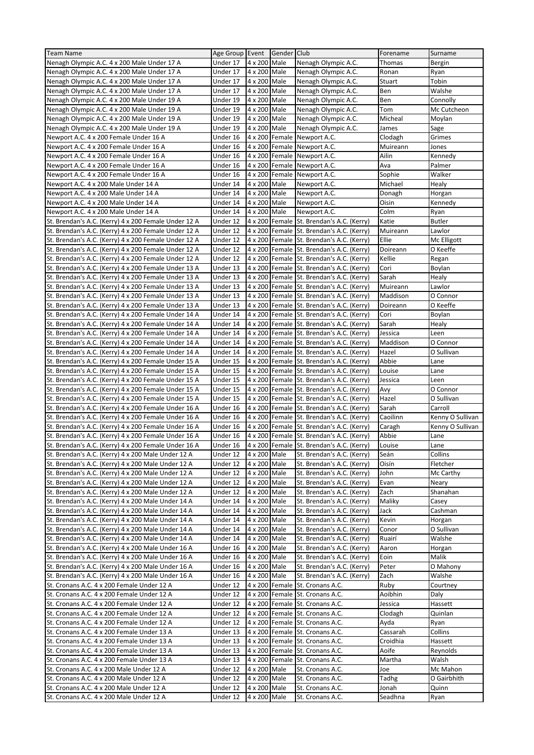| Team Name | Age Group | Event | Gender | Club | Forename | Surname |
|---|---|---|---|---|---|---|
| Nenagh Olympic A.C. 4 x 200 Male Under 17 A | Under 17 | 4 x 200 | Male | Nenagh Olympic A.C. | Thomas | Bergin |
| Nenagh Olympic A.C. 4 x 200 Male Under 17 A | Under 17 | 4 x 200 | Male | Nenagh Olympic A.C. | Ronan | Ryan |
| Nenagh Olympic A.C. 4 x 200 Male Under 17 A | Under 17 | 4 x 200 | Male | Nenagh Olympic A.C. | Stuart | Tobin |
| Nenagh Olympic A.C. 4 x 200 Male Under 17 A | Under 17 | 4 x 200 | Male | Nenagh Olympic A.C. | Ben | Walshe |
| Nenagh Olympic A.C. 4 x 200 Male Under 19 A | Under 19 | 4 x 200 | Male | Nenagh Olympic A.C. | Ben | Connolly |
| Nenagh Olympic A.C. 4 x 200 Male Under 19 A | Under 19 | 4 x 200 | Male | Nenagh Olympic A.C. | Tom | Mc Cutcheon |
| Nenagh Olympic A.C. 4 x 200 Male Under 19 A | Under 19 | 4 x 200 | Male | Nenagh Olympic A.C. | Micheal | Moylan |
| Nenagh Olympic A.C. 4 x 200 Male Under 19 A | Under 19 | 4 x 200 | Male | Nenagh Olympic A.C. | James | Sage |
| Newport A.C. 4 x 200 Female Under 16 A | Under 16 | 4 x 200 | Female | Newport A.C. | Clodagh | Grimes |
| Newport A.C. 4 x 200 Female Under 16 A | Under 16 | 4 x 200 | Female | Newport A.C. | Muireann | Jones |
| Newport A.C. 4 x 200 Female Under 16 A | Under 16 | 4 x 200 | Female | Newport A.C. | Ailin | Kennedy |
| Newport A.C. 4 x 200 Female Under 16 A | Under 16 | 4 x 200 | Female | Newport A.C. | Ava | Palmer |
| Newport A.C. 4 x 200 Female Under 16 A | Under 16 | 4 x 200 | Female | Newport A.C. | Sophie | Walker |
| Newport A.C. 4 x 200 Male Under 14 A | Under 14 | 4 x 200 | Male | Newport A.C. | Michael | Healy |
| Newport A.C. 4 x 200 Male Under 14 A | Under 14 | 4 x 200 | Male | Newport A.C. | Donagh | Horgan |
| Newport A.C. 4 x 200 Male Under 14 A | Under 14 | 4 x 200 | Male | Newport A.C. | Oisin | Kennedy |
| Newport A.C. 4 x 200 Male Under 14 A | Under 14 | 4 x 200 | Male | Newport A.C. | Colm | Ryan |
| St. Brendan's A.C. (Kerry) 4 x 200 Female Under 12 A | Under 12 | 4 x 200 | Female | St. Brendan's A.C. (Kerry) | Katie | Butler |
| St. Brendan's A.C. (Kerry) 4 x 200 Female Under 12 A | Under 12 | 4 x 200 | Female | St. Brendan's A.C. (Kerry) | Muireann | Lawlor |
| St. Brendan's A.C. (Kerry) 4 x 200 Female Under 12 A | Under 12 | 4 x 200 | Female | St. Brendan's A.C. (Kerry) | Ellie | Mc Elligott |
| St. Brendan's A.C. (Kerry) 4 x 200 Female Under 12 A | Under 12 | 4 x 200 | Female | St. Brendan's A.C. (Kerry) | Doireann | O Keeffe |
| St. Brendan's A.C. (Kerry) 4 x 200 Female Under 12 A | Under 12 | 4 x 200 | Female | St. Brendan's A.C. (Kerry) | Kellie | Regan |
| St. Brendan's A.C. (Kerry) 4 x 200 Female Under 13 A | Under 13 | 4 x 200 | Female | St. Brendan's A.C. (Kerry) | Cori | Boylan |
| St. Brendan's A.C. (Kerry) 4 x 200 Female Under 13 A | Under 13 | 4 x 200 | Female | St. Brendan's A.C. (Kerry) | Sarah | Healy |
| St. Brendan's A.C. (Kerry) 4 x 200 Female Under 13 A | Under 13 | 4 x 200 | Female | St. Brendan's A.C. (Kerry) | Muireann | Lawlor |
| St. Brendan's A.C. (Kerry) 4 x 200 Female Under 13 A | Under 13 | 4 x 200 | Female | St. Brendan's A.C. (Kerry) | Maddison | O Connor |
| St. Brendan's A.C. (Kerry) 4 x 200 Female Under 13 A | Under 13 | 4 x 200 | Female | St. Brendan's A.C. (Kerry) | Doireann | O Keeffe |
| St. Brendan's A.C. (Kerry) 4 x 200 Female Under 14 A | Under 14 | 4 x 200 | Female | St. Brendan's A.C. (Kerry) | Cori | Boylan |
| St. Brendan's A.C. (Kerry) 4 x 200 Female Under 14 A | Under 14 | 4 x 200 | Female | St. Brendan's A.C. (Kerry) | Sarah | Healy |
| St. Brendan's A.C. (Kerry) 4 x 200 Female Under 14 A | Under 14 | 4 x 200 | Female | St. Brendan's A.C. (Kerry) | Jessica | Leen |
| St. Brendan's A.C. (Kerry) 4 x 200 Female Under 14 A | Under 14 | 4 x 200 | Female | St. Brendan's A.C. (Kerry) | Maddison | O Connor |
| St. Brendan's A.C. (Kerry) 4 x 200 Female Under 14 A | Under 14 | 4 x 200 | Female | St. Brendan's A.C. (Kerry) | Hazel | O Sullivan |
| St. Brendan's A.C. (Kerry) 4 x 200 Female Under 15 A | Under 15 | 4 x 200 | Female | St. Brendan's A.C. (Kerry) | Abbie | Lane |
| St. Brendan's A.C. (Kerry) 4 x 200 Female Under 15 A | Under 15 | 4 x 200 | Female | St. Brendan's A.C. (Kerry) | Louise | Lane |
| St. Brendan's A.C. (Kerry) 4 x 200 Female Under 15 A | Under 15 | 4 x 200 | Female | St. Brendan's A.C. (Kerry) | Jessica | Leen |
| St. Brendan's A.C. (Kerry) 4 x 200 Female Under 15 A | Under 15 | 4 x 200 | Female | St. Brendan's A.C. (Kerry) | Avy | O Connor |
| St. Brendan's A.C. (Kerry) 4 x 200 Female Under 15 A | Under 15 | 4 x 200 | Female | St. Brendan's A.C. (Kerry) | Hazel | O Sullivan |
| St. Brendan's A.C. (Kerry) 4 x 200 Female Under 16 A | Under 16 | 4 x 200 | Female | St. Brendan's A.C. (Kerry) | Sarah | Carroll |
| St. Brendan's A.C. (Kerry) 4 x 200 Female Under 16 A | Under 16 | 4 x 200 | Female | St. Brendan's A.C. (Kerry) | Caoilinn | Kenny O Sullivan |
| St. Brendan's A.C. (Kerry) 4 x 200 Female Under 16 A | Under 16 | 4 x 200 | Female | St. Brendan's A.C. (Kerry) | Caragh | Kenny O Sullivan |
| St. Brendan's A.C. (Kerry) 4 x 200 Female Under 16 A | Under 16 | 4 x 200 | Female | St. Brendan's A.C. (Kerry) | Abbie | Lane |
| St. Brendan's A.C. (Kerry) 4 x 200 Female Under 16 A | Under 16 | 4 x 200 | Female | St. Brendan's A.C. (Kerry) | Louise | Lane |
| St. Brendan's A.C. (Kerry) 4 x 200 Male Under 12 A | Under 12 | 4 x 200 | Male | St. Brendan's A.C. (Kerry) | Seán | Collins |
| St. Brendan's A.C. (Kerry) 4 x 200 Male Under 12 A | Under 12 | 4 x 200 | Male | St. Brendan's A.C. (Kerry) | Oisín | Fletcher |
| St. Brendan's A.C. (Kerry) 4 x 200 Male Under 12 A | Under 12 | 4 x 200 | Male | St. Brendan's A.C. (Kerry) | John | Mc Carthy |
| St. Brendan's A.C. (Kerry) 4 x 200 Male Under 12 A | Under 12 | 4 x 200 | Male | St. Brendan's A.C. (Kerry) | Evan | Neary |
| St. Brendan's A.C. (Kerry) 4 x 200 Male Under 12 A | Under 12 | 4 x 200 | Male | St. Brendan's A.C. (Kerry) | Zach | Shanahan |
| St. Brendan's A.C. (Kerry) 4 x 200 Male Under 14 A | Under 14 | 4 x 200 | Male | St. Brendan's A.C. (Kerry) | Maliky | Casey |
| St. Brendan's A.C. (Kerry) 4 x 200 Male Under 14 A | Under 14 | 4 x 200 | Male | St. Brendan's A.C. (Kerry) | Jack | Cashman |
| St. Brendan's A.C. (Kerry) 4 x 200 Male Under 14 A | Under 14 | 4 x 200 | Male | St. Brendan's A.C. (Kerry) | Kevin | Horgan |
| St. Brendan's A.C. (Kerry) 4 x 200 Male Under 14 A | Under 14 | 4 x 200 | Male | St. Brendan's A.C. (Kerry) | Conor | O Sullivan |
| St. Brendan's A.C. (Kerry) 4 x 200 Male Under 14 A | Under 14 | 4 x 200 | Male | St. Brendan's A.C. (Kerry) | Ruairí | Walshe |
| St. Brendan's A.C. (Kerry) 4 x 200 Male Under 16 A | Under 16 | 4 x 200 | Male | St. Brendan's A.C. (Kerry) | Aaron | Horgan |
| St. Brendan's A.C. (Kerry) 4 x 200 Male Under 16 A | Under 16 | 4 x 200 | Male | St. Brendan's A.C. (Kerry) | Eoin | Malik |
| St. Brendan's A.C. (Kerry) 4 x 200 Male Under 16 A | Under 16 | 4 x 200 | Male | St. Brendan's A.C. (Kerry) | Peter | O Mahony |
| St. Brendan's A.C. (Kerry) 4 x 200 Male Under 16 A | Under 16 | 4 x 200 | Male | St. Brendan's A.C. (Kerry) | Zach | Walshe |
| St. Cronans A.C. 4 x 200 Female Under 12 A | Under 12 | 4 x 200 | Female | St. Cronans A.C. | Ruby | Courtney |
| St. Cronans A.C. 4 x 200 Female Under 12 A | Under 12 | 4 x 200 | Female | St. Cronans A.C. | Aoibhin | Daly |
| St. Cronans A.C. 4 x 200 Female Under 12 A | Under 12 | 4 x 200 | Female | St. Cronans A.C. | Jessica | Hassett |
| St. Cronans A.C. 4 x 200 Female Under 12 A | Under 12 | 4 x 200 | Female | St. Cronans A.C. | Clodagh | Quinlan |
| St. Cronans A.C. 4 x 200 Female Under 12 A | Under 12 | 4 x 200 | Female | St. Cronans A.C. | Ayda | Ryan |
| St. Cronans A.C. 4 x 200 Female Under 13 A | Under 13 | 4 x 200 | Female | St. Cronans A.C. | Cassarah | Collins |
| St. Cronans A.C. 4 x 200 Female Under 13 A | Under 13 | 4 x 200 | Female | St. Cronans A.C. | Croidhia | Hassett |
| St. Cronans A.C. 4 x 200 Female Under 13 A | Under 13 | 4 x 200 | Female | St. Cronans A.C. | Aoife | Reynolds |
| St. Cronans A.C. 4 x 200 Female Under 13 A | Under 13 | 4 x 200 | Female | St. Cronans A.C. | Martha | Walsh |
| St. Cronans A.C. 4 x 200 Male Under 12 A | Under 12 | 4 x 200 | Male | St. Cronans A.C. | Joe | Mc Mahon |
| St. Cronans A.C. 4 x 200 Male Under 12 A | Under 12 | 4 x 200 | Male | St. Cronans A.C. | Tadhg | O Gairbhith |
| St. Cronans A.C. 4 x 200 Male Under 12 A | Under 12 | 4 x 200 | Male | St. Cronans A.C. | Jonah | Quinn |
| St. Cronans A.C. 4 x 200 Male Under 12 A | Under 12 | 4 x 200 | Male | St. Cronans A.C. | Seadhna | Ryan |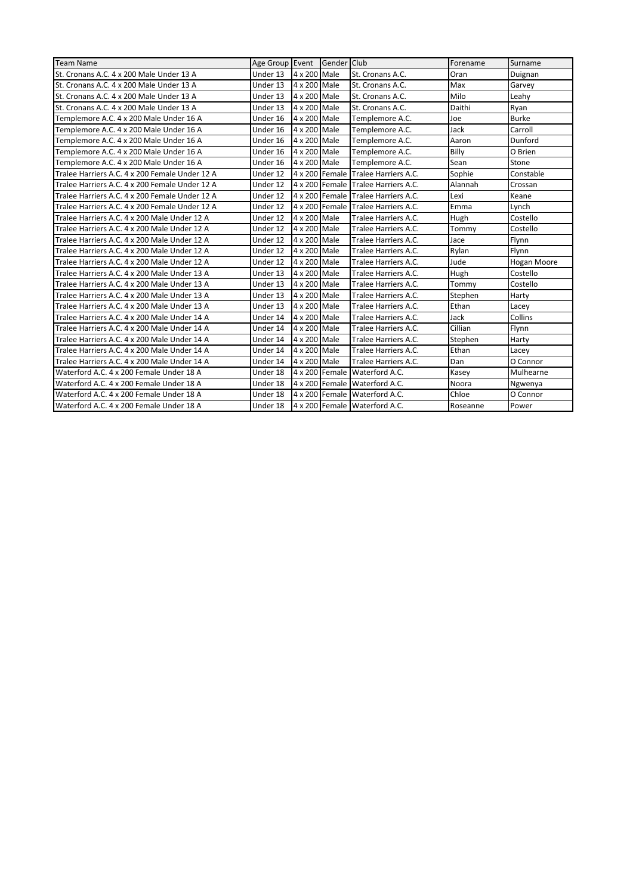| Team Name | Age Group | Event | Gender | Club | Forename | Surname |
|---|---|---|---|---|---|---|
| St. Cronans A.C. 4 x 200 Male Under 13 A | Under 13 | 4 x 200 | Male | St. Cronans A.C. | Oran | Duignan |
| St. Cronans A.C. 4 x 200 Male Under 13 A | Under 13 | 4 x 200 | Male | St. Cronans A.C. | Max | Garvey |
| St. Cronans A.C. 4 x 200 Male Under 13 A | Under 13 | 4 x 200 | Male | St. Cronans A.C. | Milo | Leahy |
| St. Cronans A.C. 4 x 200 Male Under 13 A | Under 13 | 4 x 200 | Male | St. Cronans A.C. | Daithi | Ryan |
| Templemore A.C. 4 x 200 Male Under 16 A | Under 16 | 4 x 200 | Male | Templemore A.C. | Joe | Burke |
| Templemore A.C. 4 x 200 Male Under 16 A | Under 16 | 4 x 200 | Male | Templemore A.C. | Jack | Carroll |
| Templemore A.C. 4 x 200 Male Under 16 A | Under 16 | 4 x 200 | Male | Templemore A.C. | Aaron | Dunford |
| Templemore A.C. 4 x 200 Male Under 16 A | Under 16 | 4 x 200 | Male | Templemore A.C. | Billy | O Brien |
| Templemore A.C. 4 x 200 Male Under 16 A | Under 16 | 4 x 200 | Male | Templemore A.C. | Sean | Stone |
| Tralee Harriers A.C. 4 x 200 Female Under 12 A | Under 12 | 4 x 200 | Female | Tralee Harriers A.C. | Sophie | Constable |
| Tralee Harriers A.C. 4 x 200 Female Under 12 A | Under 12 | 4 x 200 | Female | Tralee Harriers A.C. | Alannah | Crossan |
| Tralee Harriers A.C. 4 x 200 Female Under 12 A | Under 12 | 4 x 200 | Female | Tralee Harriers A.C. | Lexi | Keane |
| Tralee Harriers A.C. 4 x 200 Female Under 12 A | Under 12 | 4 x 200 | Female | Tralee Harriers A.C. | Emma | Lynch |
| Tralee Harriers A.C. 4 x 200 Male Under 12 A | Under 12 | 4 x 200 | Male | Tralee Harriers A.C. | Hugh | Costello |
| Tralee Harriers A.C. 4 x 200 Male Under 12 A | Under 12 | 4 x 200 | Male | Tralee Harriers A.C. | Tommy | Costello |
| Tralee Harriers A.C. 4 x 200 Male Under 12 A | Under 12 | 4 x 200 | Male | Tralee Harriers A.C. | Jace | Flynn |
| Tralee Harriers A.C. 4 x 200 Male Under 12 A | Under 12 | 4 x 200 | Male | Tralee Harriers A.C. | Rylan | Flynn |
| Tralee Harriers A.C. 4 x 200 Male Under 12 A | Under 12 | 4 x 200 | Male | Tralee Harriers A.C. | Jude | Hogan Moore |
| Tralee Harriers A.C. 4 x 200 Male Under 13 A | Under 13 | 4 x 200 | Male | Tralee Harriers A.C. | Hugh | Costello |
| Tralee Harriers A.C. 4 x 200 Male Under 13 A | Under 13 | 4 x 200 | Male | Tralee Harriers A.C. | Tommy | Costello |
| Tralee Harriers A.C. 4 x 200 Male Under 13 A | Under 13 | 4 x 200 | Male | Tralee Harriers A.C. | Stephen | Harty |
| Tralee Harriers A.C. 4 x 200 Male Under 13 A | Under 13 | 4 x 200 | Male | Tralee Harriers A.C. | Ethan | Lacey |
| Tralee Harriers A.C. 4 x 200 Male Under 14 A | Under 14 | 4 x 200 | Male | Tralee Harriers A.C. | Jack | Collins |
| Tralee Harriers A.C. 4 x 200 Male Under 14 A | Under 14 | 4 x 200 | Male | Tralee Harriers A.C. | Cillian | Flynn |
| Tralee Harriers A.C. 4 x 200 Male Under 14 A | Under 14 | 4 x 200 | Male | Tralee Harriers A.C. | Stephen | Harty |
| Tralee Harriers A.C. 4 x 200 Male Under 14 A | Under 14 | 4 x 200 | Male | Tralee Harriers A.C. | Ethan | Lacey |
| Tralee Harriers A.C. 4 x 200 Male Under 14 A | Under 14 | 4 x 200 | Male | Tralee Harriers A.C. | Dan | O Connor |
| Waterford A.C. 4 x 200 Female Under 18 A | Under 18 | 4 x 200 | Female | Waterford A.C. | Kasey | Mulhearne |
| Waterford A.C. 4 x 200 Female Under 18 A | Under 18 | 4 x 200 | Female | Waterford A.C. | Noora | Ngwenya |
| Waterford A.C. 4 x 200 Female Under 18 A | Under 18 | 4 x 200 | Female | Waterford A.C. | Chloe | O Connor |
| Waterford A.C. 4 x 200 Female Under 18 A | Under 18 | 4 x 200 | Female | Waterford A.C. | Roseanne | Power |